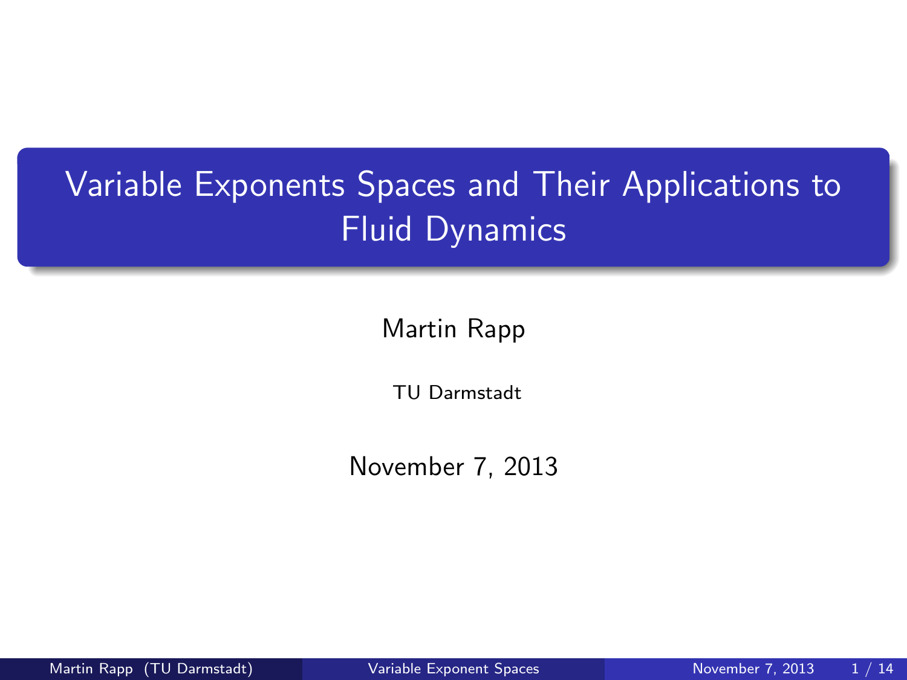# Variable Exponents Spaces and Their Applications to Fluid Dynamics

Martin Rapp

TU Darmstadt

November 7, 2013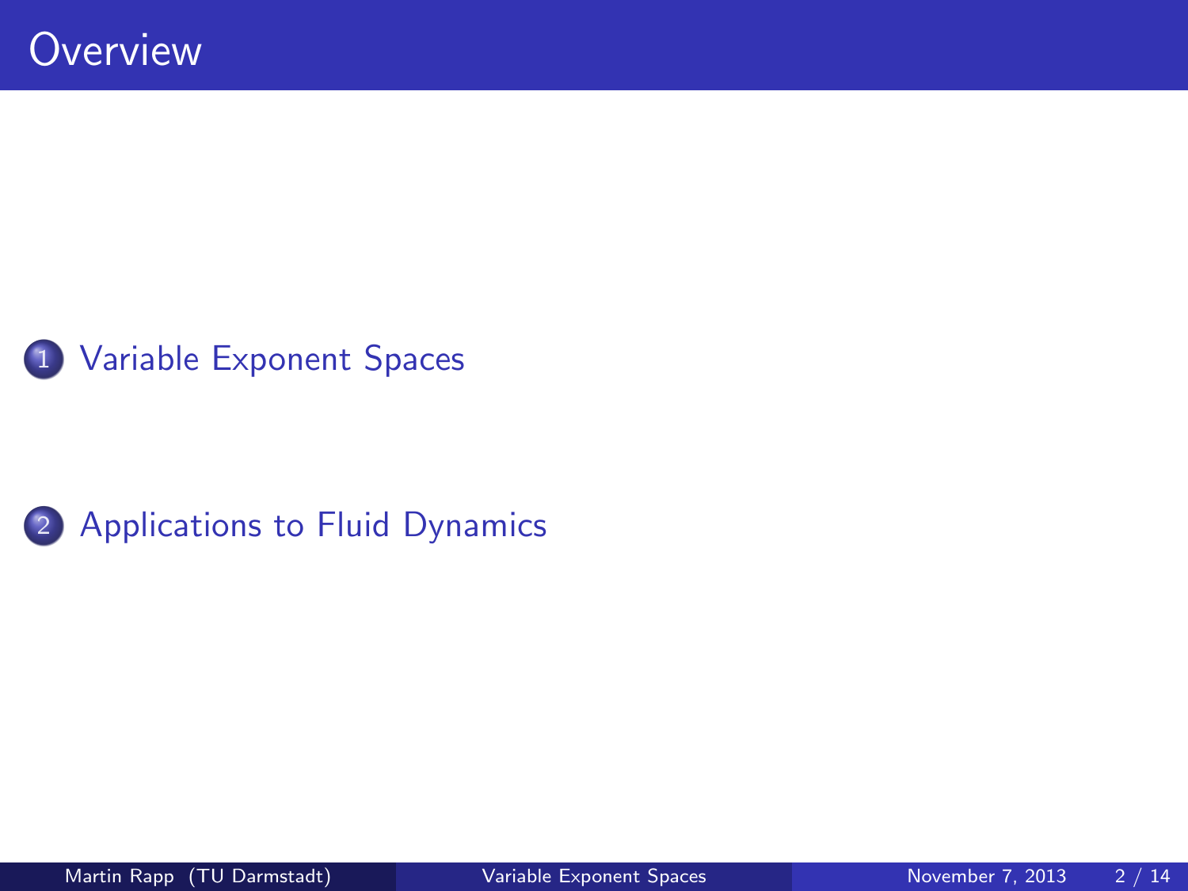# Overview

1. Variable Exponent Spaces

2. Applications to Fluid Dynamics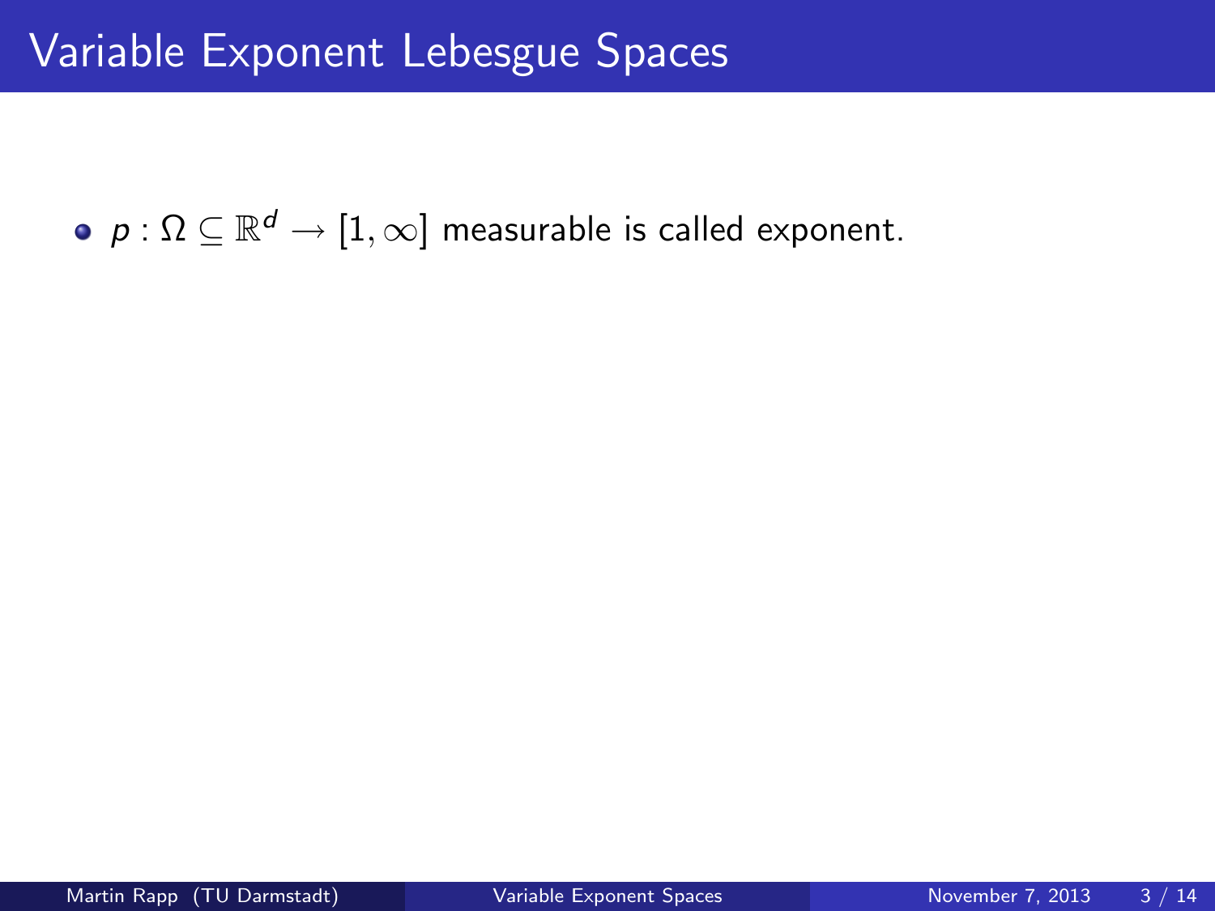# Variable Exponent Lebesgue Spaces

- $p : \Omega \subseteq \mathbb{R}^d \to [1, \infty]$ measurable is called exponent.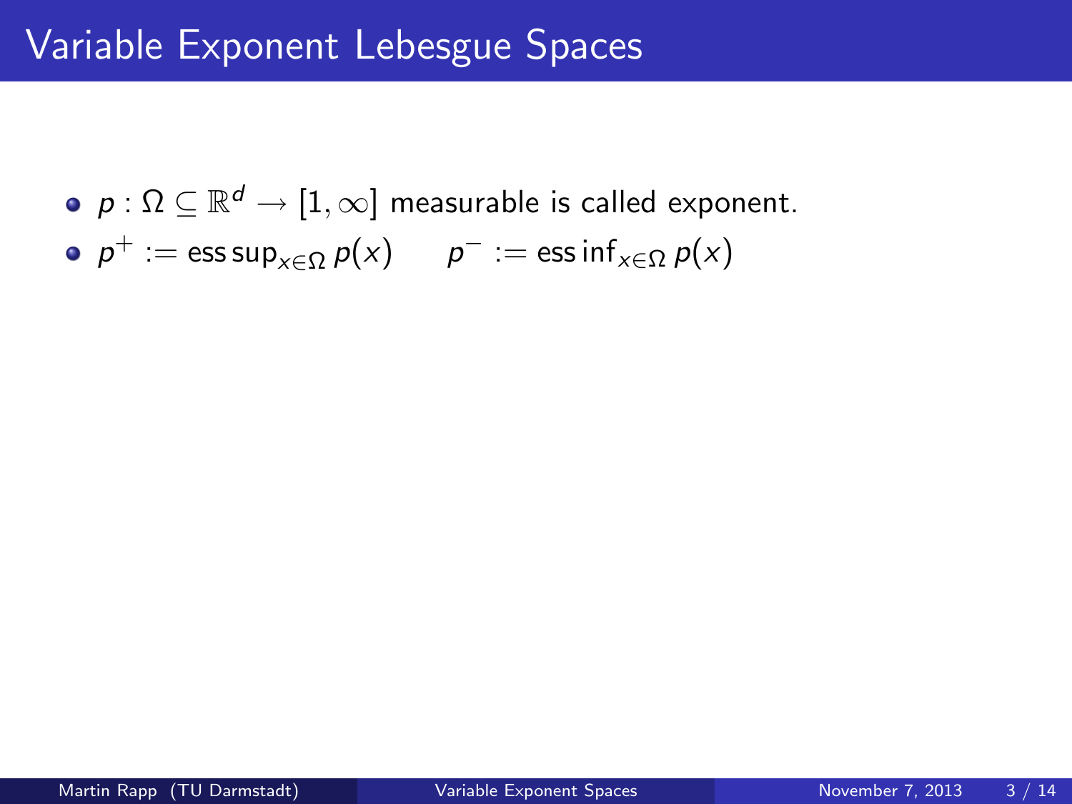# Variable Exponent Lebesgue Spaces

- $p : \Omega \subseteq \mathbb{R}^d \to [1, \infty]$ measurable is called exponent.
- $p^+ := \operatorname{ess\,sup}_{x \in \Omega} p(x) \qquad p^- := \operatorname{ess\,inf}_{x \in \Omega} p(x)$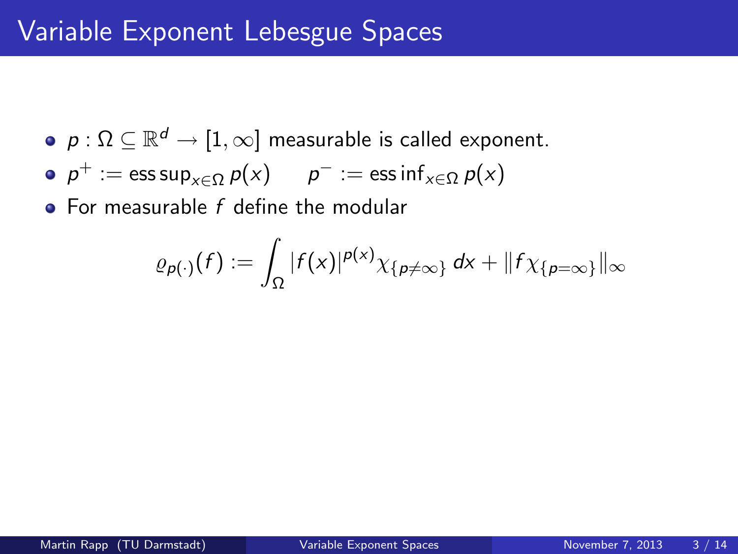# Variable Exponent Lebesgue Spaces

- $p : \Omega \subseteq \mathbb{R}^d \to [1, \infty]$ measurable is called exponent.
- $p^+ := \operatorname{ess\,sup}_{x \in \Omega} p(x) \qquad p^- := \operatorname{ess\,inf}_{x \in \Omega} p(x)$
- For measurable $f$ define the modular

$$\varrho_{p(\cdot)}(f) := \int_\Omega |f(x)|^{p(x)} \chi_{\{p \neq \infty\}} \, dx + \|f \chi_{\{p = \infty\}}\|_\infty$$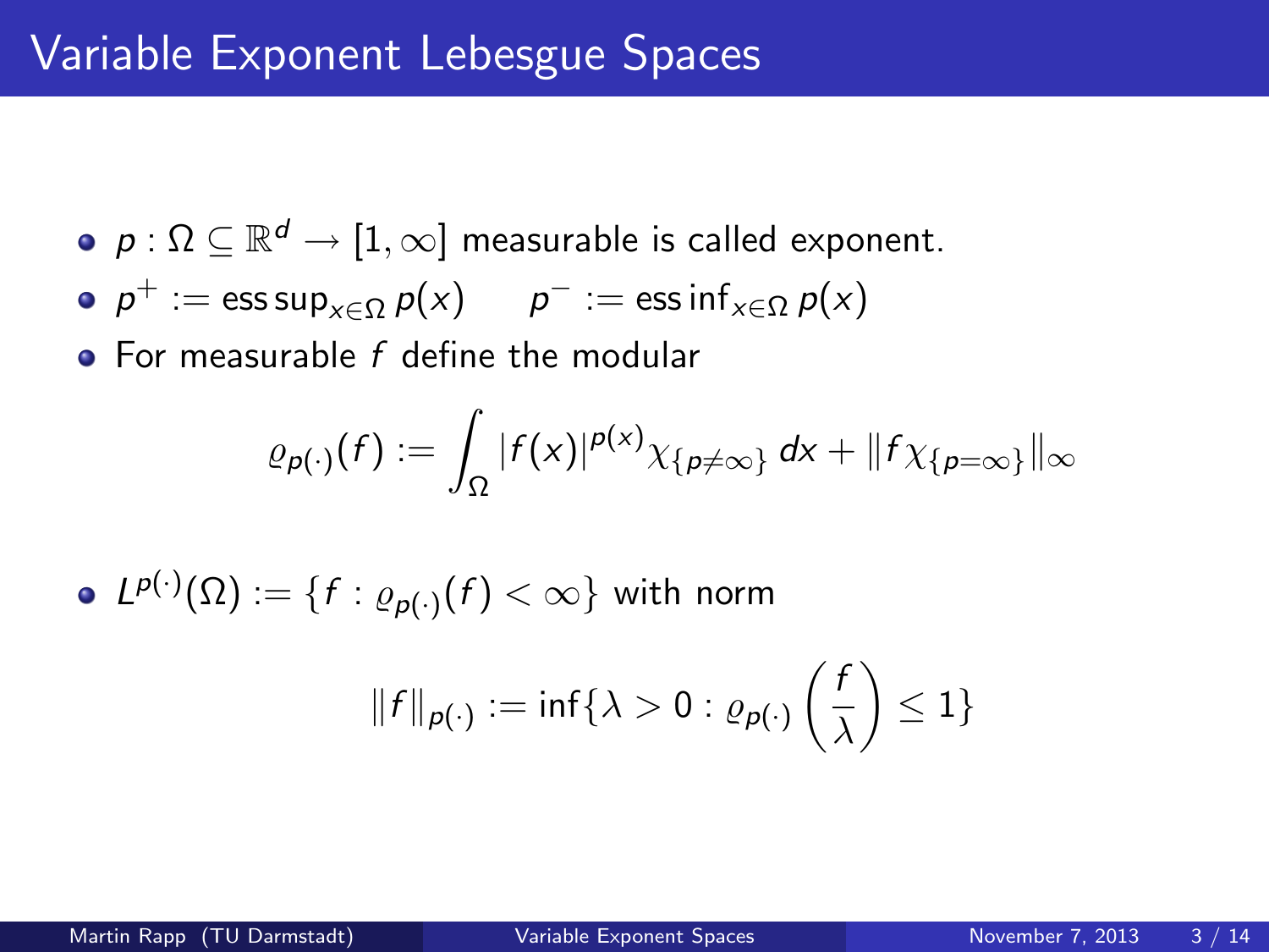# Variable Exponent Lebesgue Spaces

- $p : \Omega \subseteq \mathbb{R}^d \to [1, \infty]$ measurable is called exponent.
- $p^+ := \operatorname{ess\,sup}_{x \in \Omega} p(x) \qquad p^- := \operatorname{ess\,inf}_{x \in \Omega} p(x)$
- For measurable $f$ define the modular

$$\varrho_{p(\cdot)}(f) := \int_\Omega |f(x)|^{p(x)} \chi_{\{p \neq \infty\}} \, dx + \|f \chi_{\{p = \infty\}}\|_\infty$$

- $L^{p(\cdot)}(\Omega) := \{f : \varrho_{p(\cdot)}(f) < \infty\}$ with norm

$$\|f\|_{p(\cdot)} := \inf\{\lambda > 0 : \varrho_{p(\cdot)}\left(\frac{f}{\lambda}\right) \leq 1\}$$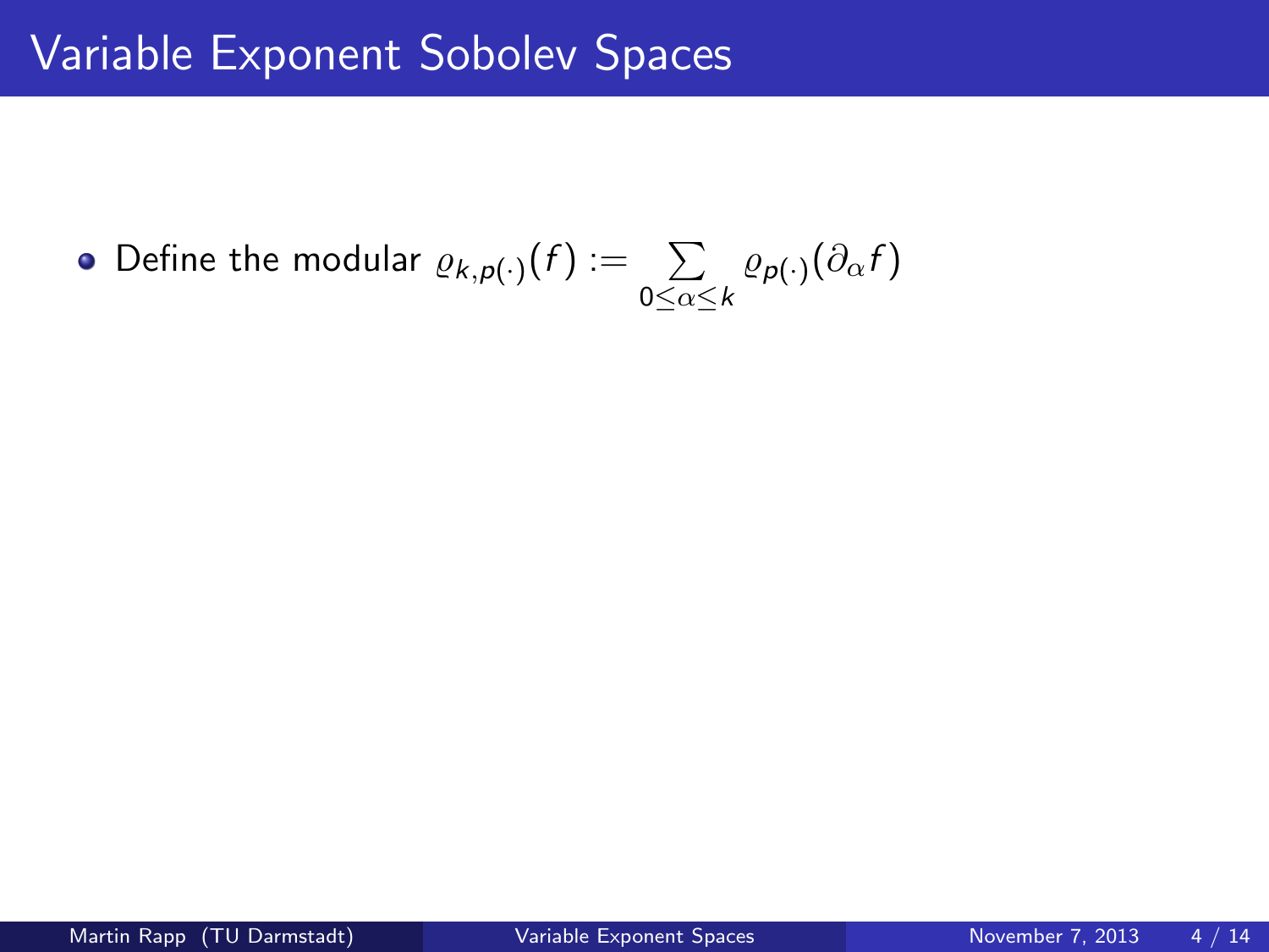# Variable Exponent Sobolev Spaces

- Define the modular $\varrho_{k,p(\cdot)}(f) := \sum_{0 \leq \alpha \leq k} \varrho_{p(\cdot)}(\partial_\alpha f)$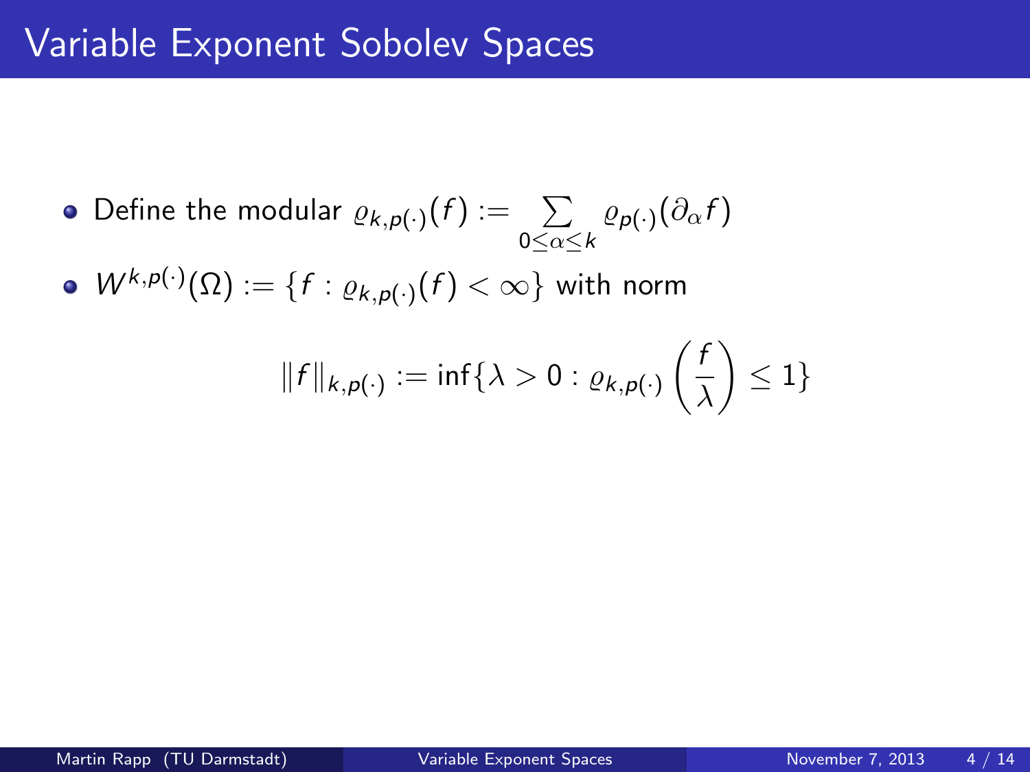# Variable Exponent Sobolev Spaces

- Define the modular $\varrho_{k,p(\cdot)}(f) := \sum_{0 \leq \alpha \leq k} \varrho_{p(\cdot)}(\partial_\alpha f)$
- $W^{k,p(\cdot)}(\Omega) := \{f : \varrho_{k,p(\cdot)}(f) < \infty\}$ with norm

$$\|f\|_{k,p(\cdot)} := \inf\{\lambda > 0 : \varrho_{k,p(\cdot)}\left(\frac{f}{\lambda}\right) \leq 1\}$$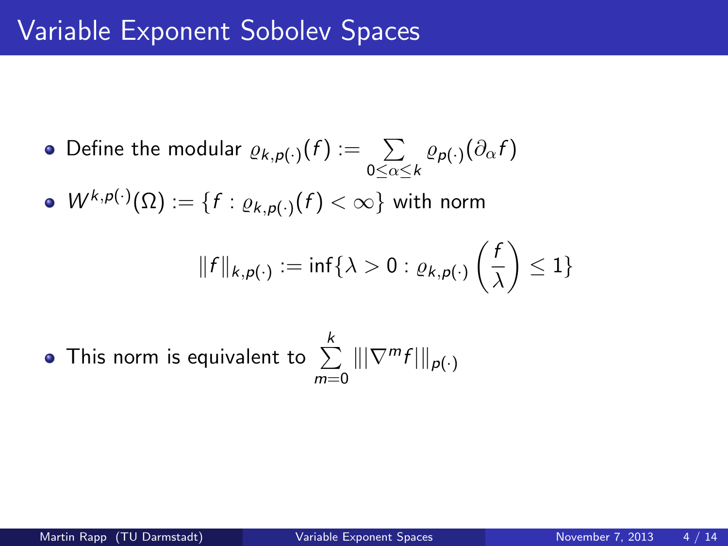# Variable Exponent Sobolev Spaces

- Define the modular $\varrho_{k,p(\cdot)}(f) := \sum_{0 \leq \alpha \leq k} \varrho_{p(\cdot)}(\partial_\alpha f)$
- $W^{k,p(\cdot)}(\Omega) := \{f : \varrho_{k,p(\cdot)}(f) < \infty\}$ with norm

$$\|f\|_{k,p(\cdot)} := \inf\{\lambda > 0 : \varrho_{k,p(\cdot)}\left(\frac{f}{\lambda}\right) \leq 1\}$$

- This norm is equivalent to $\sum_{m=0}^{k} \||\nabla^m f|\|_{p(\cdot)}$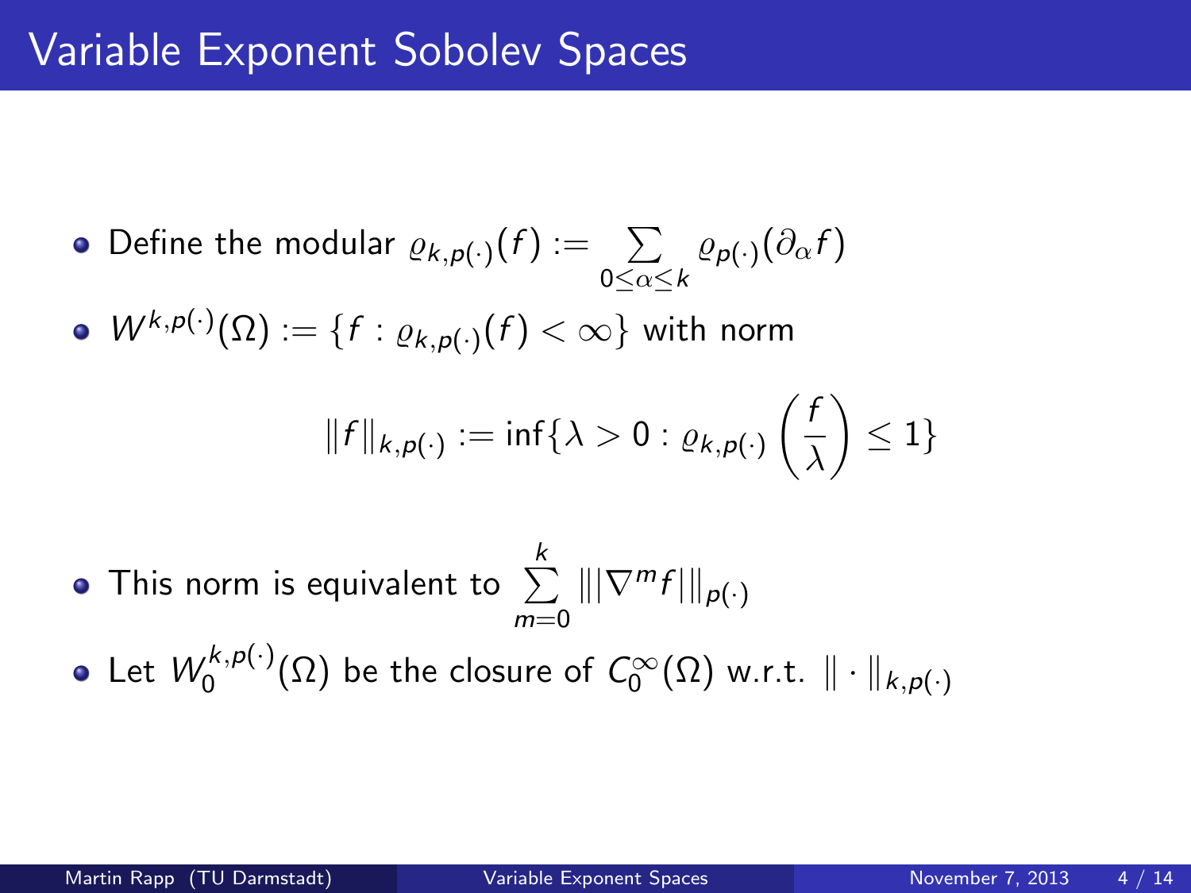# Variable Exponent Sobolev Spaces

- Define the modular $\varrho_{k,p(\cdot)}(f) := \sum_{0 \leq \alpha \leq k} \varrho_{p(\cdot)}(\partial_\alpha f)$
- $W^{k,p(\cdot)}(\Omega) := \{f : \varrho_{k,p(\cdot)}(f) < \infty\}$ with norm

$$\|f\|_{k,p(\cdot)} := \inf\{\lambda > 0 : \varrho_{k,p(\cdot)}\left(\frac{f}{\lambda}\right) \leq 1\}$$

- This norm is equivalent to $\sum_{m=0}^{k} \||\nabla^m f|\|_{p(\cdot)}$
- Let $W_0^{k,p(\cdot)}(\Omega)$ be the closure of $C_0^\infty(\Omega)$ w.r.t. $\|\cdot\|_{k,p(\cdot)}$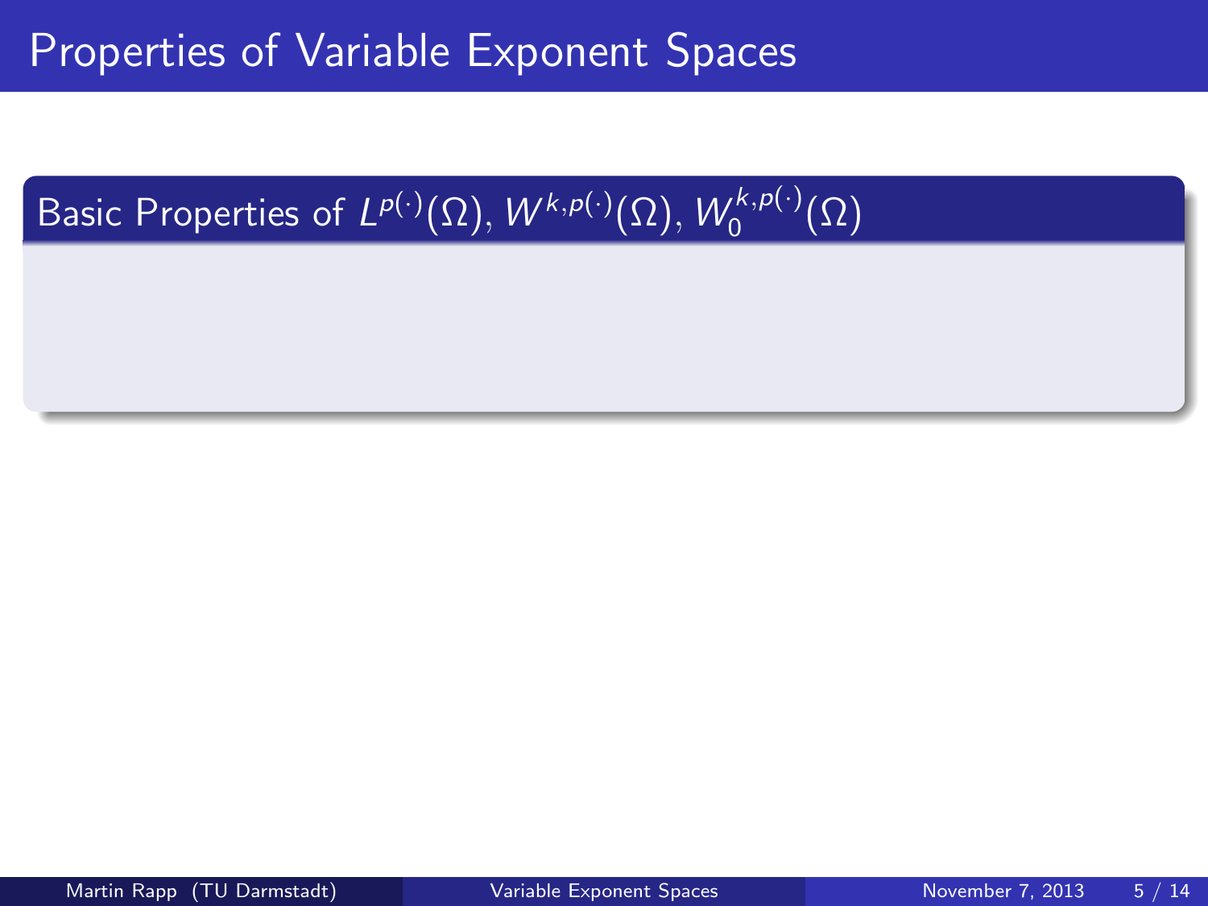# Properties of Variable Exponent Spaces

## Basic Properties of $L^{p(\cdot)}(\Omega)$, $W^{k,p(\cdot)}(\Omega)$, $W_0^{k,p(\cdot)}(\Omega)$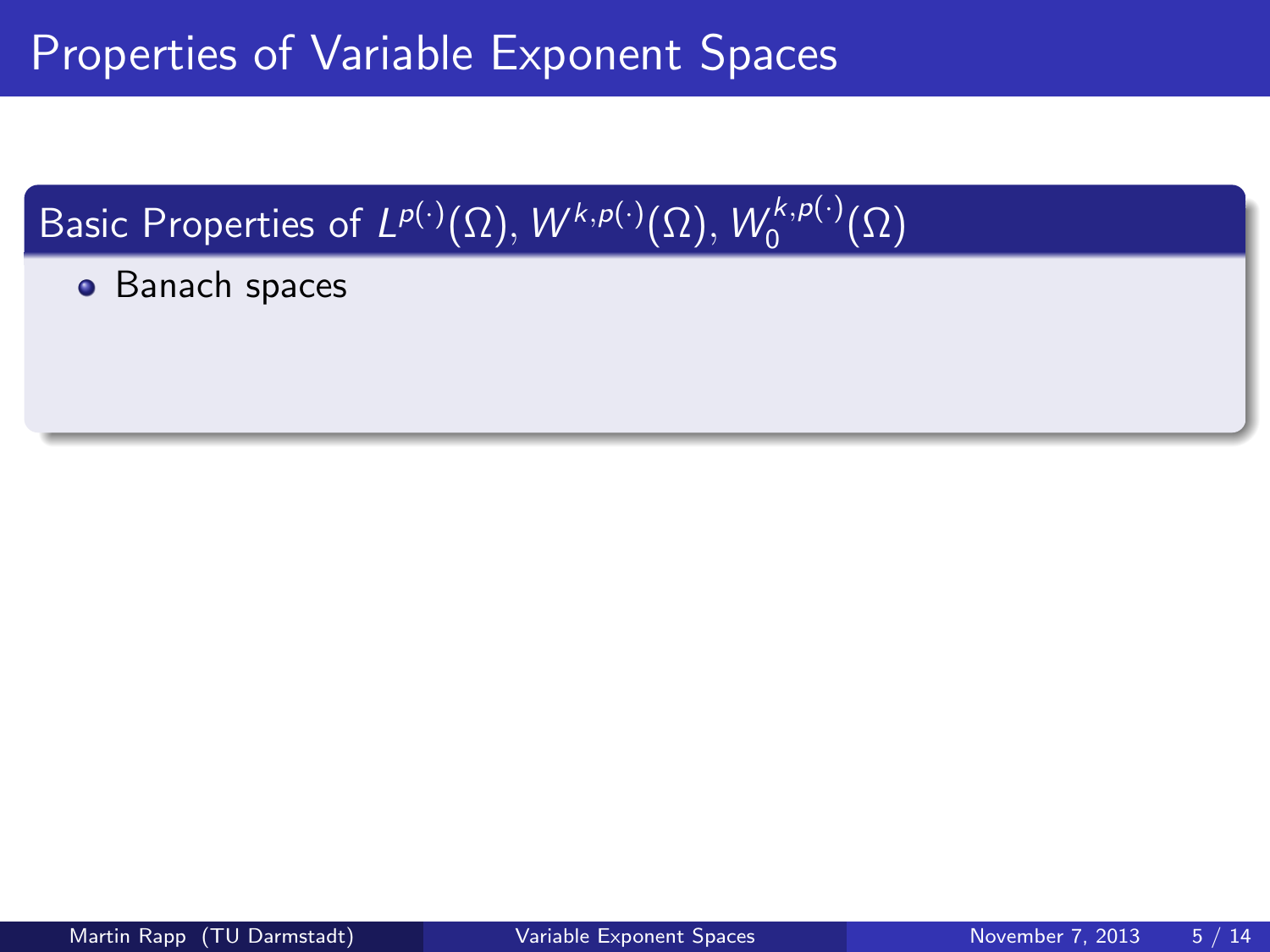# Properties of Variable Exponent Spaces

## Basic Properties of $L^{p(\cdot)}(\Omega)$, $W^{k,p(\cdot)}(\Omega)$, $W_0^{k,p(\cdot)}(\Omega)$

- Banach spaces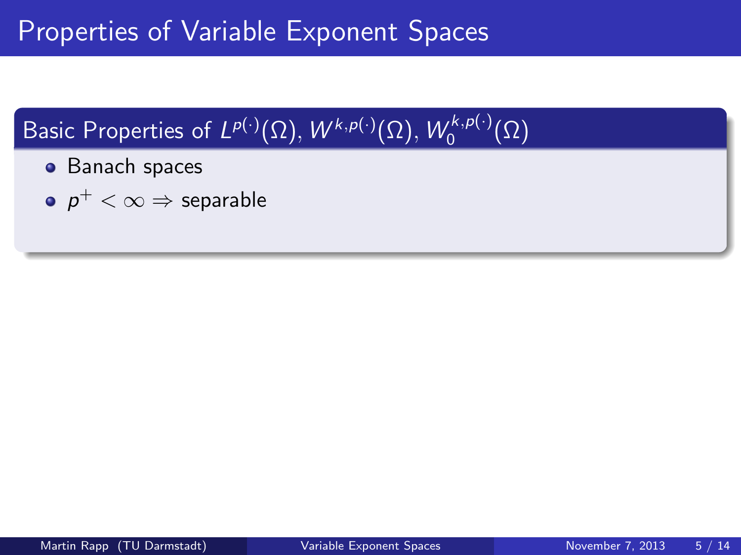# Properties of Variable Exponent Spaces

## Basic Properties of $L^{p(\cdot)}(\Omega)$, $W^{k,p(\cdot)}(\Omega)$, $W_0^{k,p(\cdot)}(\Omega)$

- Banach spaces
- $p^+ < \infty \Rightarrow$ separable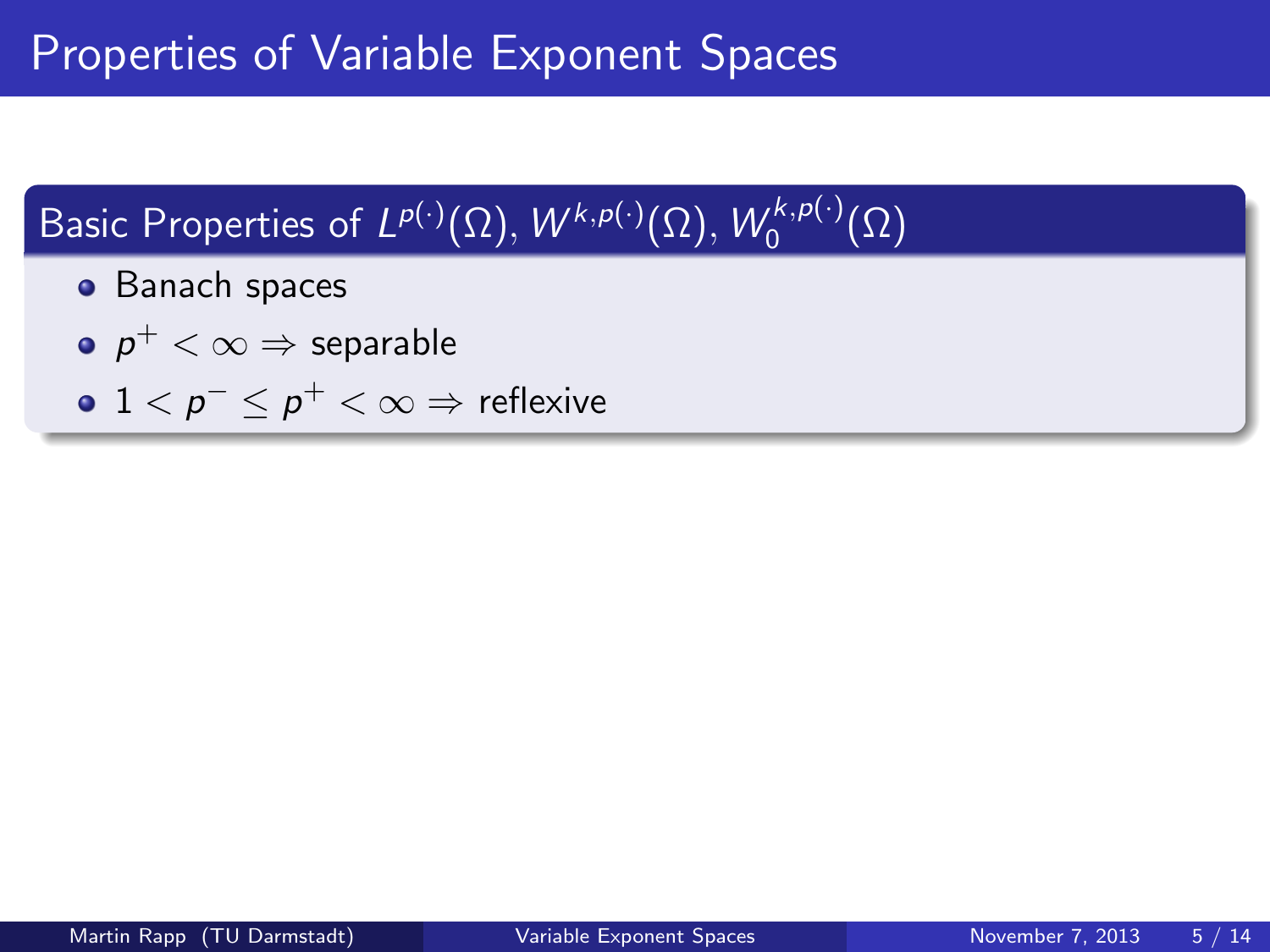# Properties of Variable Exponent Spaces

## Basic Properties of $L^{p(\cdot)}(\Omega)$, $W^{k,p(\cdot)}(\Omega)$, $W_0^{k,p(\cdot)}(\Omega)$

- Banach spaces
- $p^+ < \infty \Rightarrow$ separable
- $1 < p^- \leq p^+ < \infty \Rightarrow$ reflexive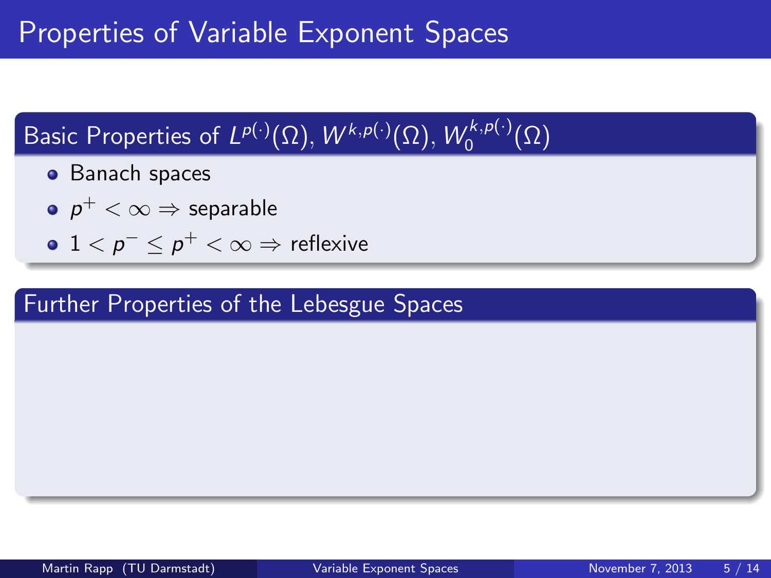# Properties of Variable Exponent Spaces

## Basic Properties of $L^{p(\cdot)}(\Omega)$, $W^{k,p(\cdot)}(\Omega)$, $W_0^{k,p(\cdot)}(\Omega)$

- Banach spaces
- $p^+ < \infty \Rightarrow$ separable
- $1 < p^- \leq p^+ < \infty \Rightarrow$ reflexive

## Further Properties of the Lebesgue Spaces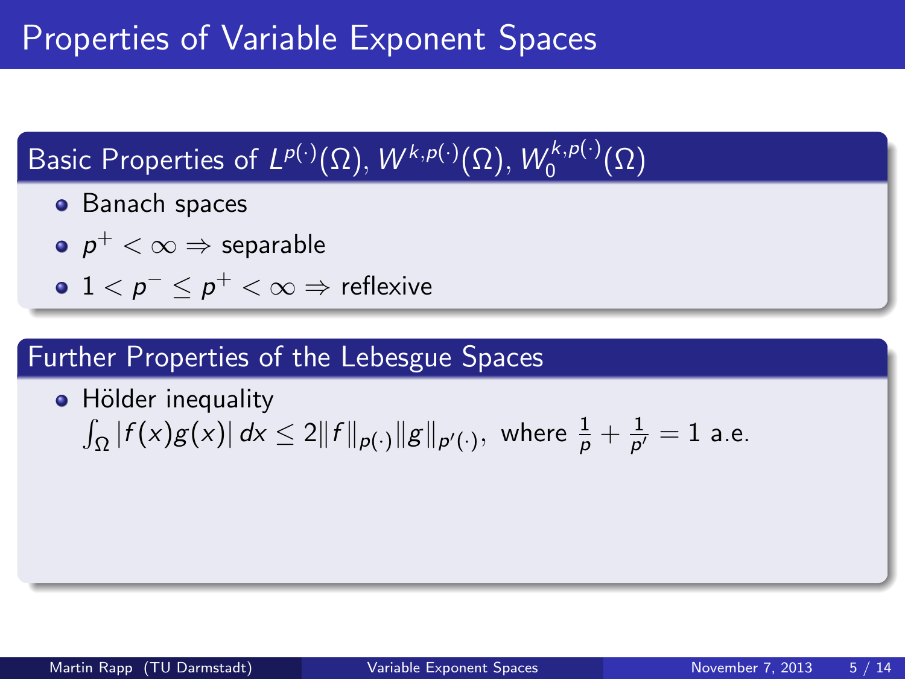# Properties of Variable Exponent Spaces

## Basic Properties of $L^{p(\cdot)}(\Omega)$, $W^{k,p(\cdot)}(\Omega)$, $W_0^{k,p(\cdot)}(\Omega)$

- Banach spaces
- $p^+ < \infty \Rightarrow$ separable
- $1 < p^- \leq p^+ < \infty \Rightarrow$ reflexive

## Further Properties of the Lebesgue Spaces

- Hölder inequality
  $\int_\Omega |f(x)g(x)|\, dx \leq 2\|f\|_{p(\cdot)}\|g\|_{p'(\cdot)}$, where $\frac{1}{p} + \frac{1}{p'} = 1$ a.e.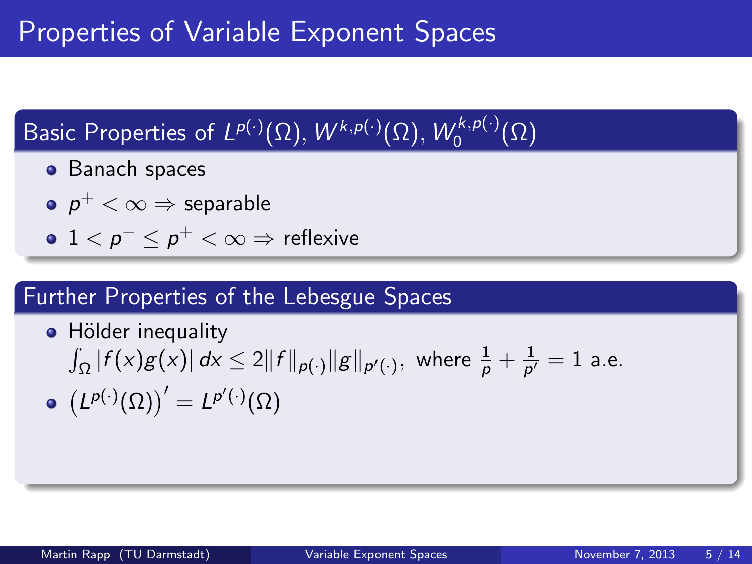# Properties of Variable Exponent Spaces

## Basic Properties of $L^{p(\cdot)}(\Omega)$, $W^{k,p(\cdot)}(\Omega)$, $W_0^{k,p(\cdot)}(\Omega)$

- Banach spaces
- $p^+ < \infty \Rightarrow$ separable
- $1 < p^- \leq p^+ < \infty \Rightarrow$ reflexive

## Further Properties of the Lebesgue Spaces

- Hölder inequality
  $\int_\Omega |f(x)g(x)|\,dx \leq 2\|f\|_{p(\cdot)}\|g\|_{p'(\cdot)},$ where $\frac{1}{p} + \frac{1}{p'} = 1$ a.e.
- $\left(L^{p(\cdot)}(\Omega)\right)' = L^{p'(\cdot)}(\Omega)$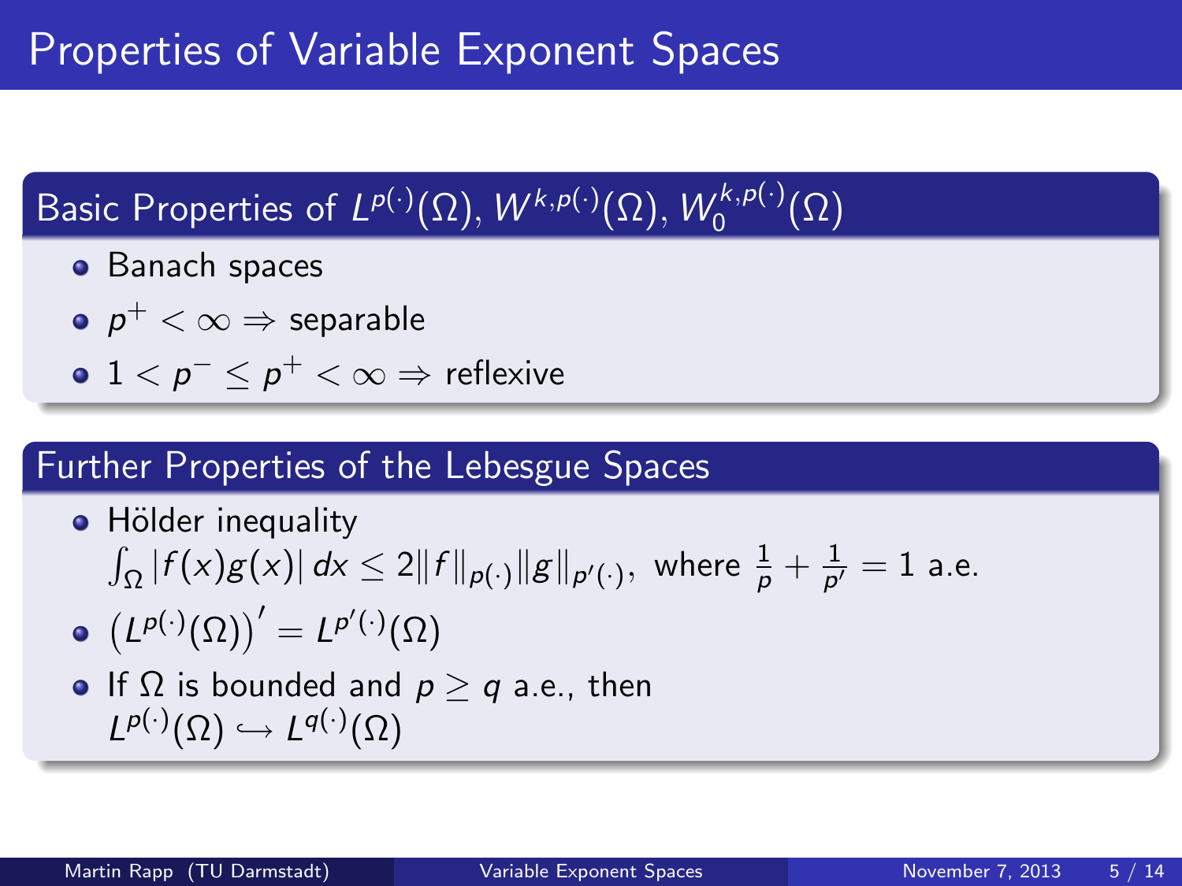# Properties of Variable Exponent Spaces

## Basic Properties of $L^{p(\cdot)}(\Omega)$, $W^{k,p(\cdot)}(\Omega)$, $W_0^{k,p(\cdot)}(\Omega)$

- Banach spaces
- $p^+ < \infty \Rightarrow$ separable
- $1 < p^- \leq p^+ < \infty \Rightarrow$ reflexive

## Further Properties of the Lebesgue Spaces

- Hölder inequality
  $\int_\Omega |f(x)g(x)|\,dx \leq 2\|f\|_{p(\cdot)}\|g\|_{p'(\cdot)}$, where $\frac{1}{p} + \frac{1}{p'} = 1$ a.e.
- $\left(L^{p(\cdot)}(\Omega)\right)' = L^{p'(\cdot)}(\Omega)$
- If $\Omega$ is bounded and $p \geq q$ a.e., then
  $L^{p(\cdot)}(\Omega) \hookrightarrow L^{q(\cdot)}(\Omega)$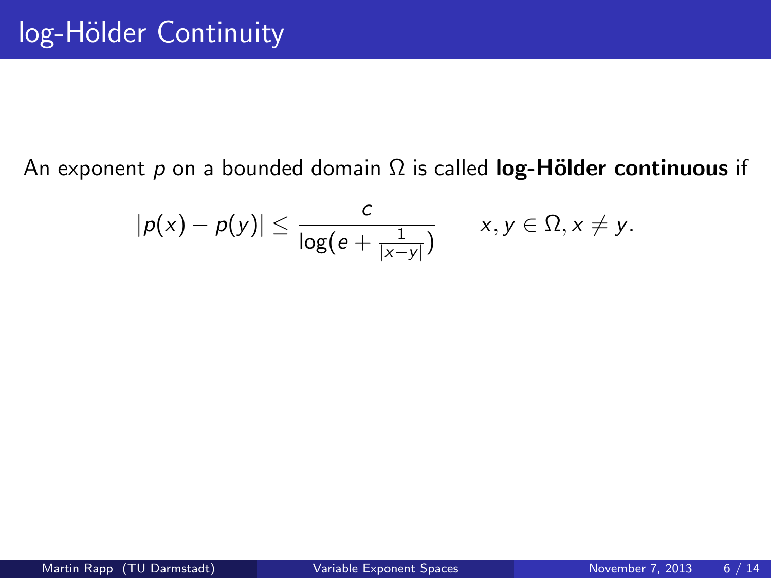# log-Hölder Continuity

An exponent $p$ on a bounded domain $\Omega$ is called **log-Hölder continuous** if

$$|p(x) - p(y)| \leq \frac{c}{\log(e + \frac{1}{|x-y|})} \qquad x, y \in \Omega, x \neq y.$$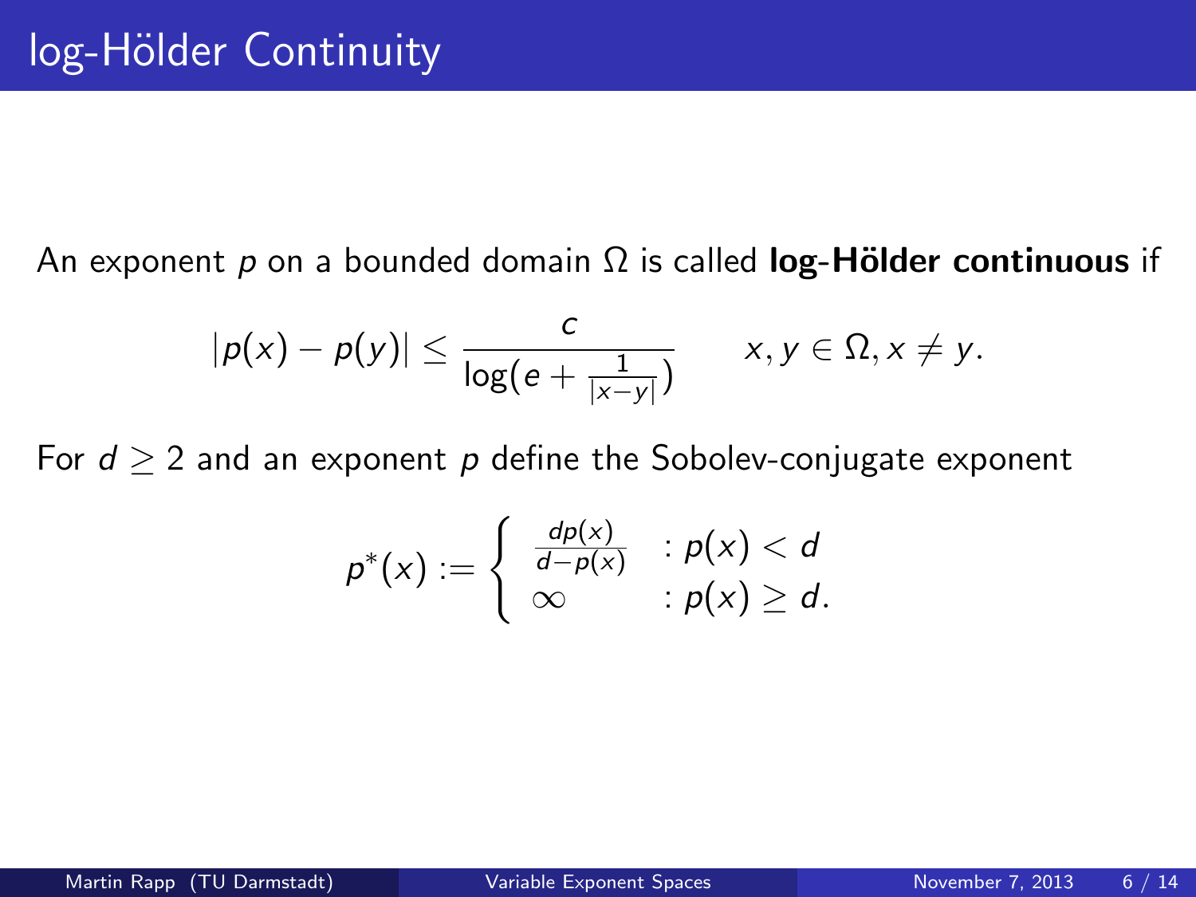# log-Hölder Continuity

An exponent $p$ on a bounded domain $\Omega$ is called **log-Hölder continuous** if

$$|p(x) - p(y)| \leq \frac{c}{\log(e + \frac{1}{|x-y|})} \qquad x, y \in \Omega, x \neq y.$$

For $d \geq 2$ and an exponent $p$ define the Sobolev-conjugate exponent

$$p^*(x) := \begin{cases} \frac{dp(x)}{d-p(x)} & : p(x) < d \\ \infty & : p(x) \geq d. \end{cases}$$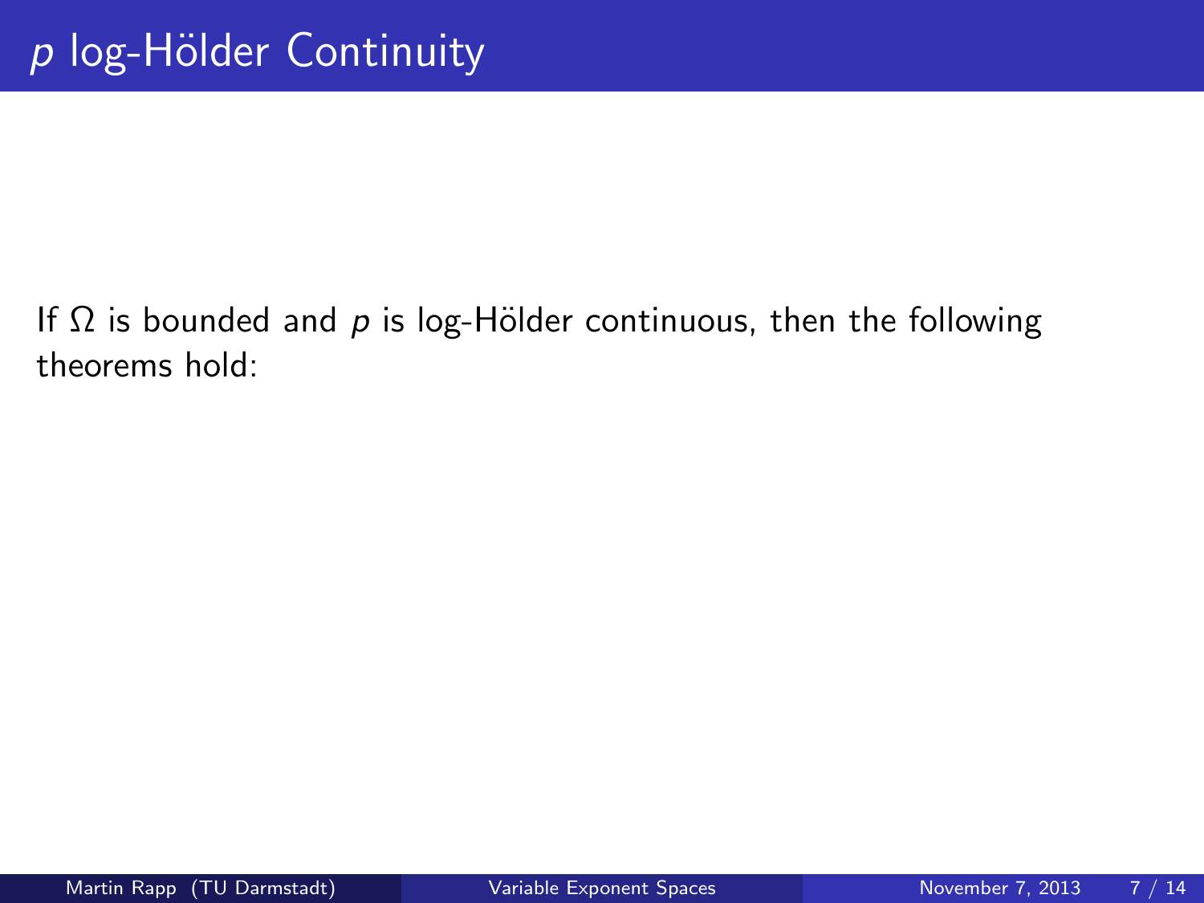# $p$ log-Hölder Continuity

If $\Omega$ is bounded and $p$ is log-Hölder continuous, then the following theorems hold: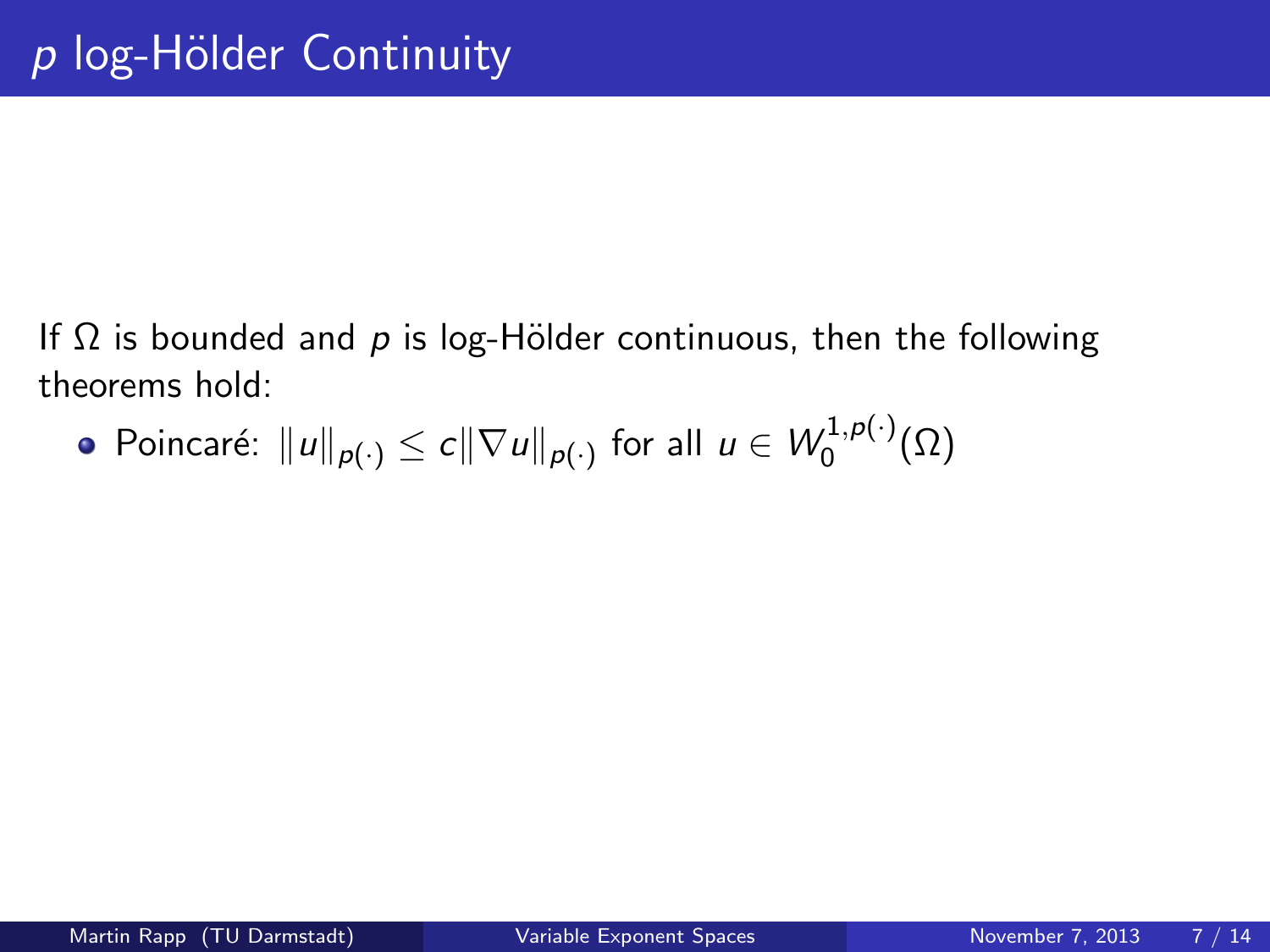# $p$ log-Hölder Continuity

If $\Omega$ is bounded and $p$ is log-Hölder continuous, then the following theorems hold:

- Poincaré: $\|u\|_{p(\cdot)} \leq c\|\nabla u\|_{p(\cdot)}$ for all $u \in W_0^{1,p(\cdot)}(\Omega)$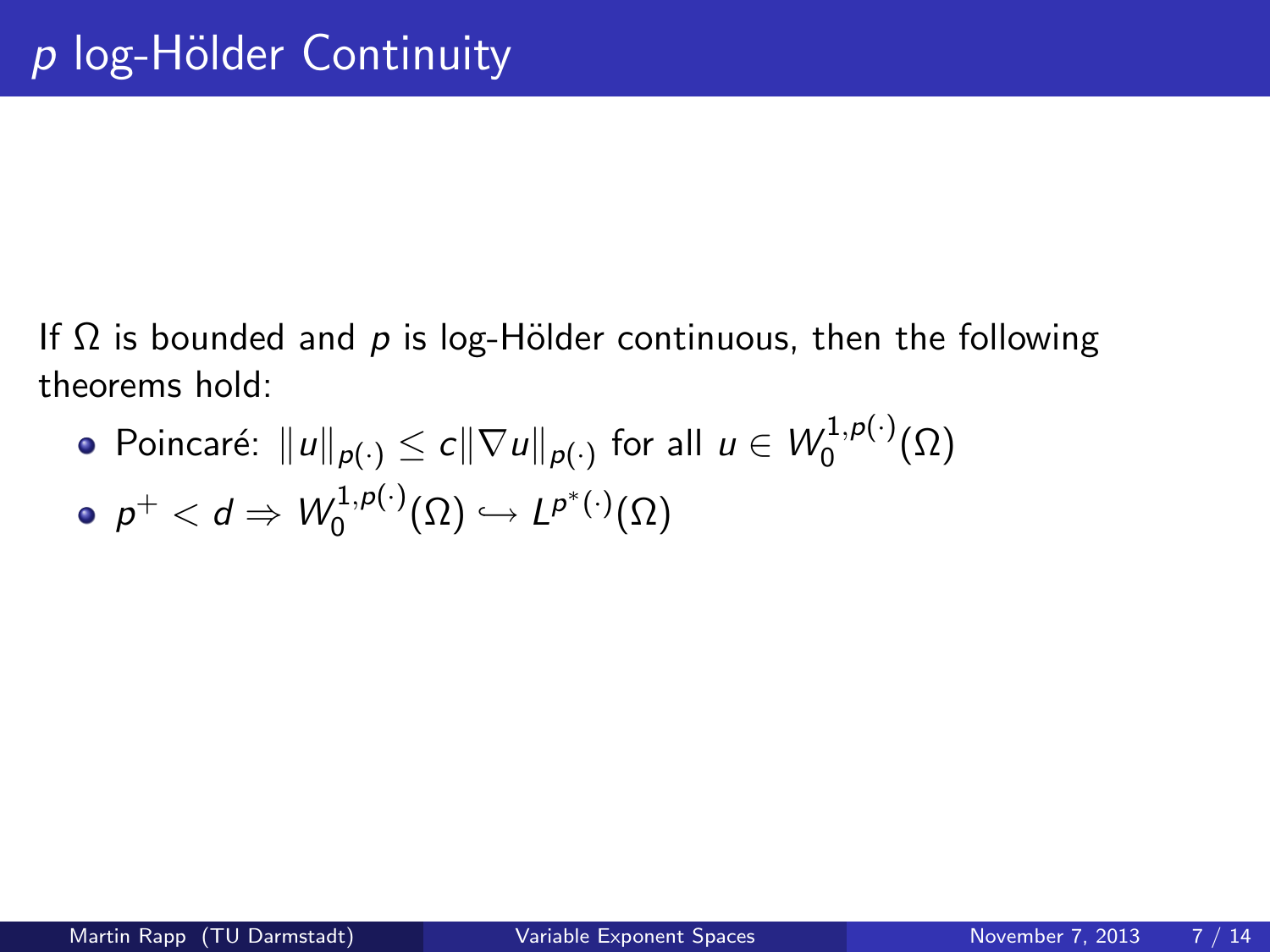# $p$ log-Hölder Continuity

If $\Omega$ is bounded and $p$ is log-Hölder continuous, then the following theorems hold:

- Poincaré: $\|u\|_{p(\cdot)} \leq c\|\nabla u\|_{p(\cdot)}$ for all $u \in W_0^{1,p(\cdot)}(\Omega)$
- $p^+ < d \Rightarrow W_0^{1,p(\cdot)}(\Omega) \hookrightarrow L^{p^*(\cdot)}(\Omega)$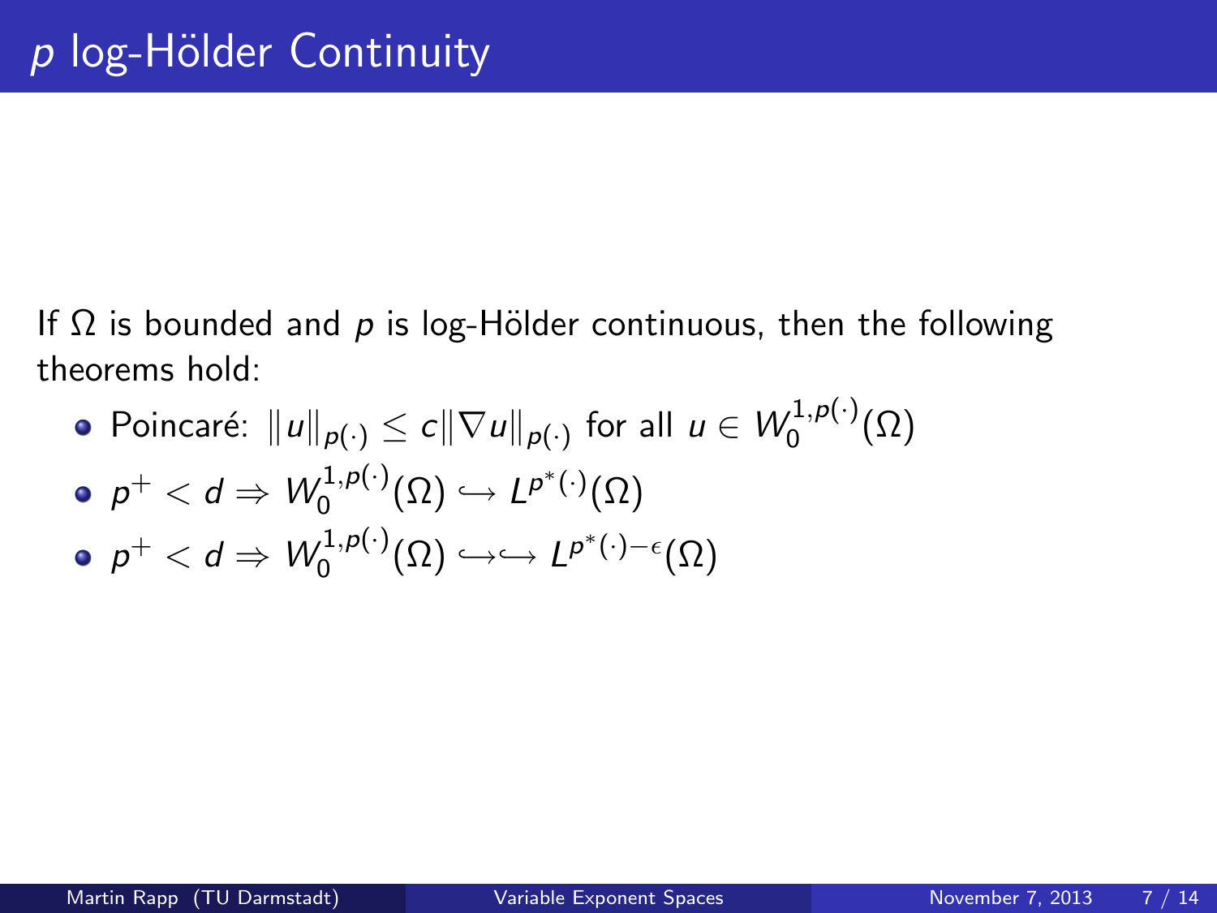# $p$ log-Hölder Continuity

If $\Omega$ is bounded and $p$ is log-Hölder continuous, then the following theorems hold:

- Poincaré: $\|u\|_{p(\cdot)} \leq c\|\nabla u\|_{p(\cdot)}$ for all $u \in W_0^{1,p(\cdot)}(\Omega)$
- $p^+ < d \Rightarrow W_0^{1,p(\cdot)}(\Omega) \hookrightarrow L^{p^*(\cdot)}(\Omega)$
- $p^+ < d \Rightarrow W_0^{1,p(\cdot)}(\Omega) \hookrightarrow\hookrightarrow L^{p^*(\cdot)-\epsilon}(\Omega)$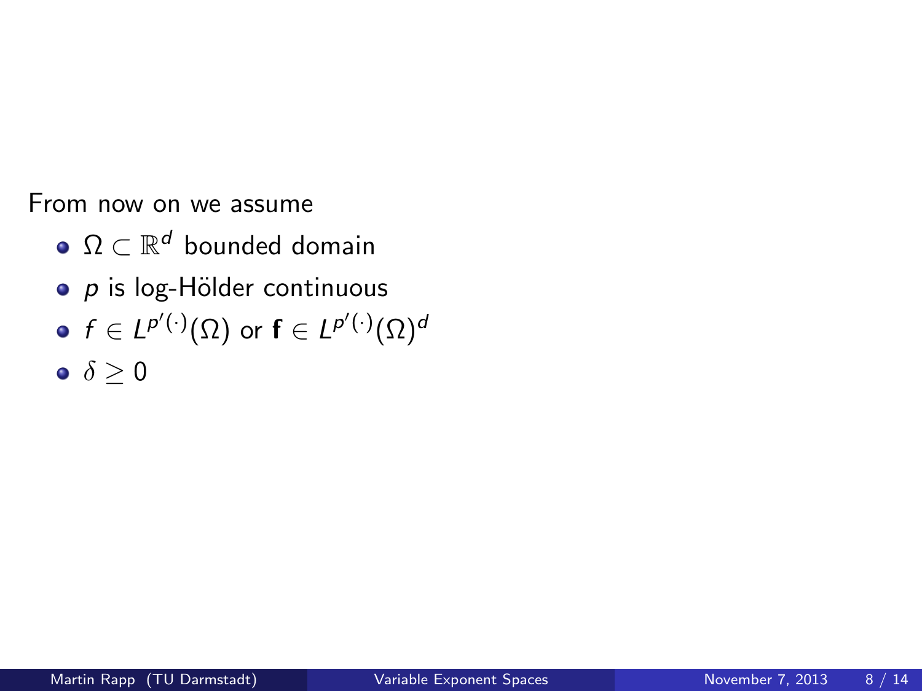From now on we assume

- $\Omega \subset \mathbb{R}^d$ bounded domain
- $p$ is log-Hölder continuous
- $f \in L^{p'(\cdot)}(\Omega)$ or $\mathbf{f} \in L^{p'(\cdot)}(\Omega)^d$
- $\delta \geq 0$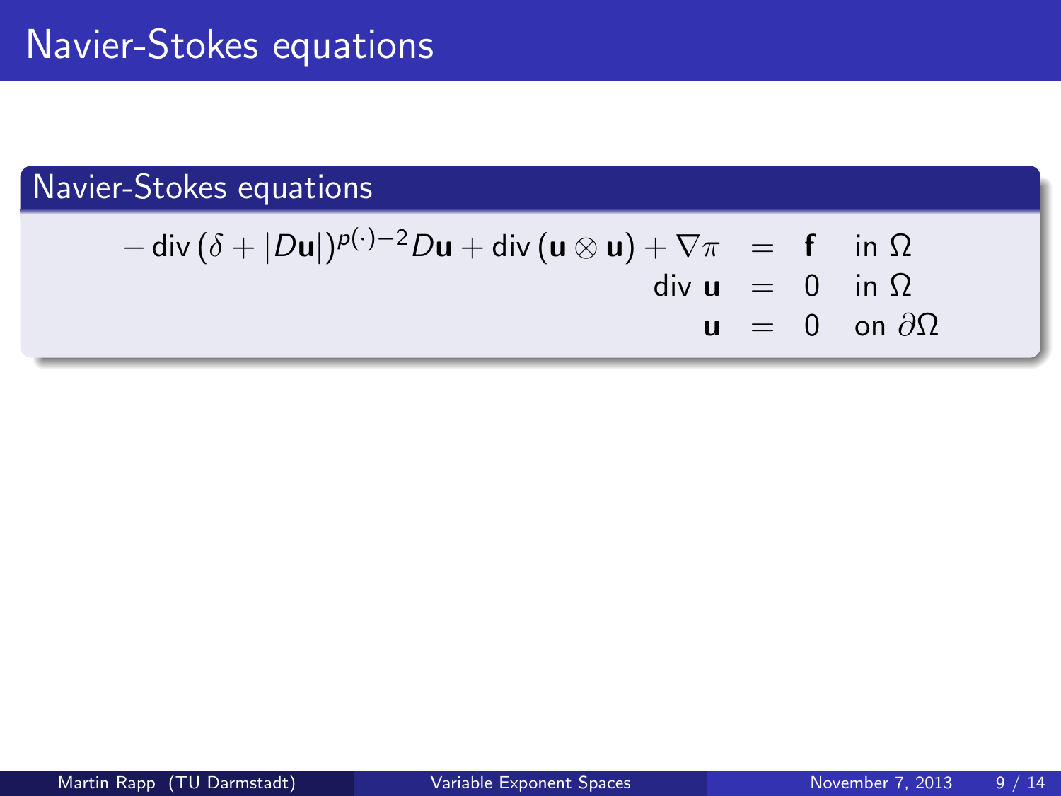# Navier-Stokes equations

## Navier-Stokes equations

$$
\begin{aligned}
-\operatorname{div}(\delta + |D\mathbf{u}|)^{p(\cdot)-2} D\mathbf{u} + \operatorname{div}(\mathbf{u} \otimes \mathbf{u}) + \nabla \pi &= \mathbf{f} \quad \text{in } \Omega \\
\operatorname{div} \mathbf{u} &= 0 \quad \text{in } \Omega \\
\mathbf{u} &= 0 \quad \text{on } \partial\Omega
\end{aligned}
$$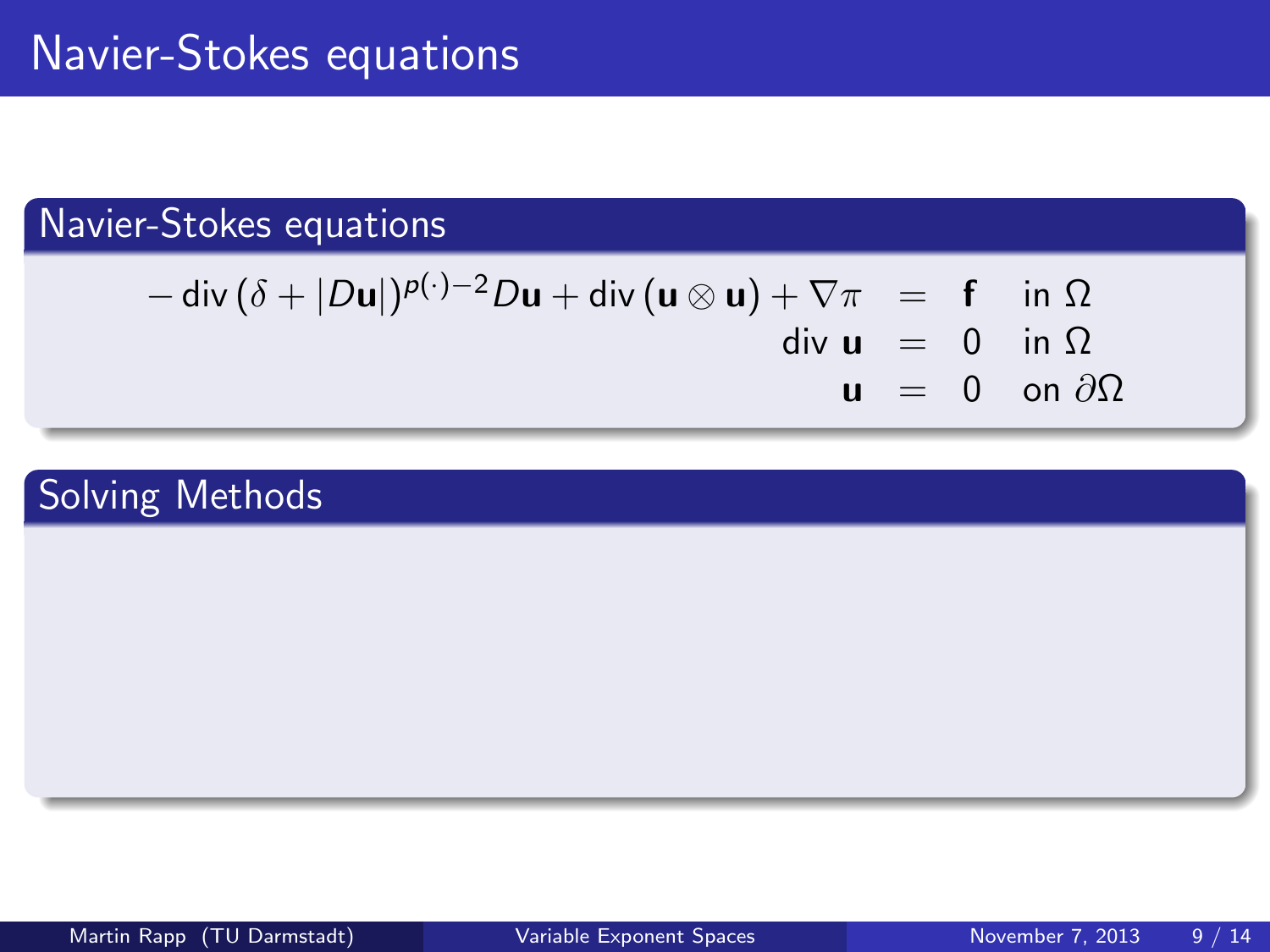# Navier-Stokes equations

## Navier-Stokes equations

$$
\begin{aligned}
-\operatorname{div}(\delta + |D\mathbf{u}|)^{p(\cdot)-2} D\mathbf{u} + \operatorname{div}(\mathbf{u} \otimes \mathbf{u}) + \nabla \pi &= \mathbf{f} \quad \text{in } \Omega \\
\operatorname{div} \mathbf{u} &= 0 \quad \text{in } \Omega \\
\mathbf{u} &= 0 \quad \text{on } \partial\Omega
\end{aligned}
$$

## Solving Methods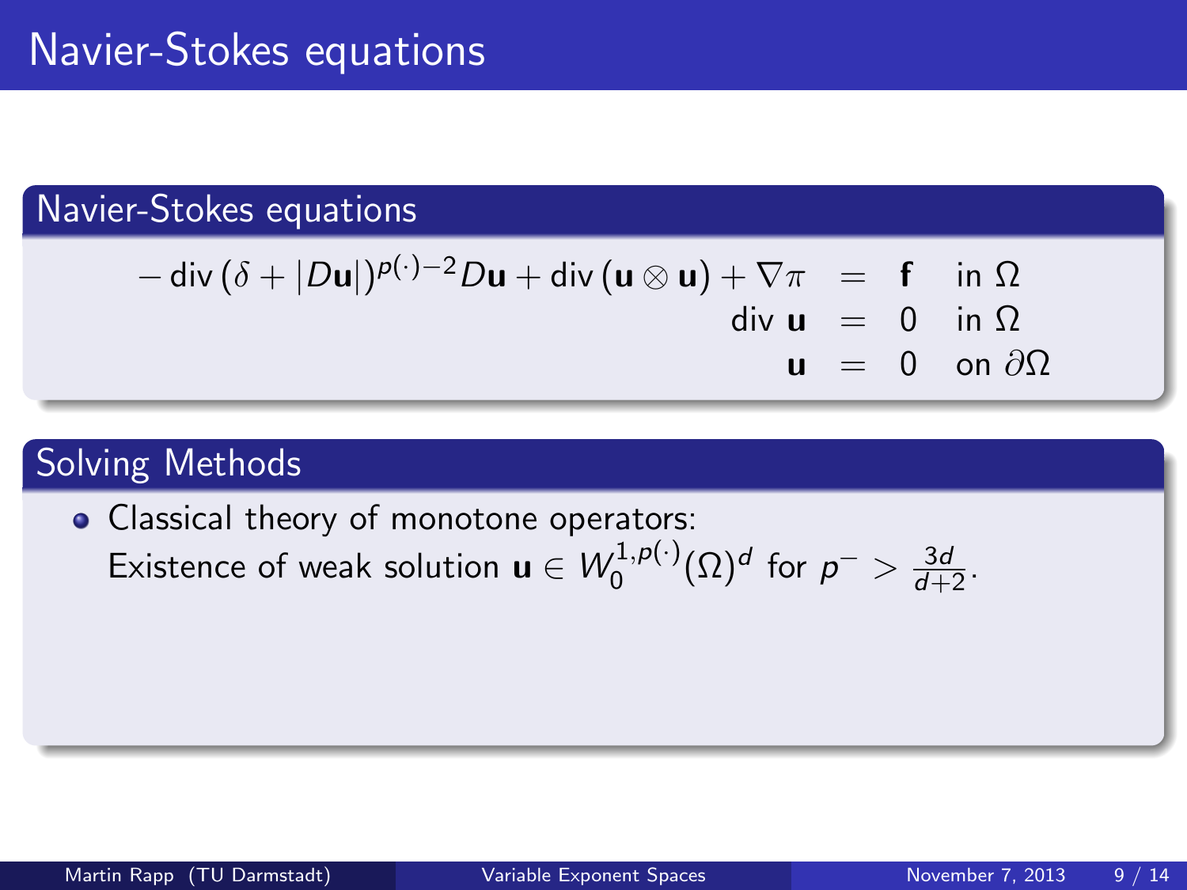# Navier-Stokes equations

## Navier-Stokes equations

$$
\begin{aligned}
-\operatorname{div}(\delta + |D\mathbf{u}|)^{p(\cdot)-2} D\mathbf{u} + \operatorname{div}(\mathbf{u} \otimes \mathbf{u}) + \nabla \pi &= \mathbf{f} \quad \text{in } \Omega \\
\operatorname{div} \mathbf{u} &= 0 \quad \text{in } \Omega \\
\mathbf{u} &= 0 \quad \text{on } \partial\Omega
\end{aligned}
$$

## Solving Methods

- Classical theory of monotone operators:
  Existence of weak solution $\mathbf{u} \in W_0^{1,p(\cdot)}(\Omega)^d$ for $p^- > \frac{3d}{d+2}$.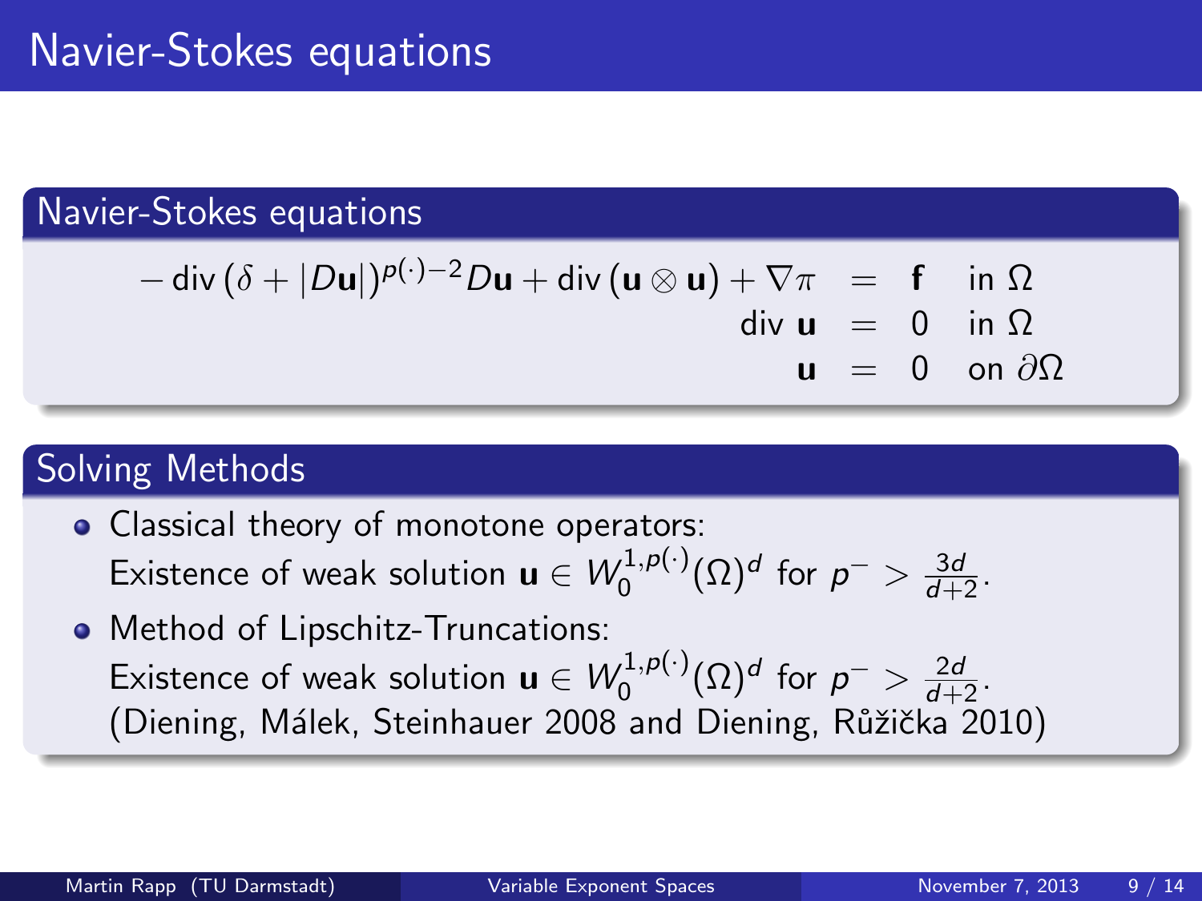# Navier-Stokes equations

## Navier-Stokes equations

$$
\begin{aligned}
-\operatorname{div}(\delta + |D\mathbf{u}|)^{p(\cdot)-2} D\mathbf{u} + \operatorname{div}(\mathbf{u} \otimes \mathbf{u}) + \nabla \pi &= \mathbf{f} \quad \text{in } \Omega \\
\operatorname{div} \mathbf{u} &= 0 \quad \text{in } \Omega \\
\mathbf{u} &= 0 \quad \text{on } \partial\Omega
\end{aligned}
$$

## Solving Methods

- Classical theory of monotone operators:
  Existence of weak solution $\mathbf{u} \in W_0^{1,p(\cdot)}(\Omega)^d$ for $p^- > \frac{3d}{d+2}$.
- Method of Lipschitz-Truncations:
  Existence of weak solution $\mathbf{u} \in W_0^{1,p(\cdot)}(\Omega)^d$ for $p^- > \frac{2d}{d+2}$.
  (Diening, Málek, Steinhauer 2008 and Diening, Růžička 2010)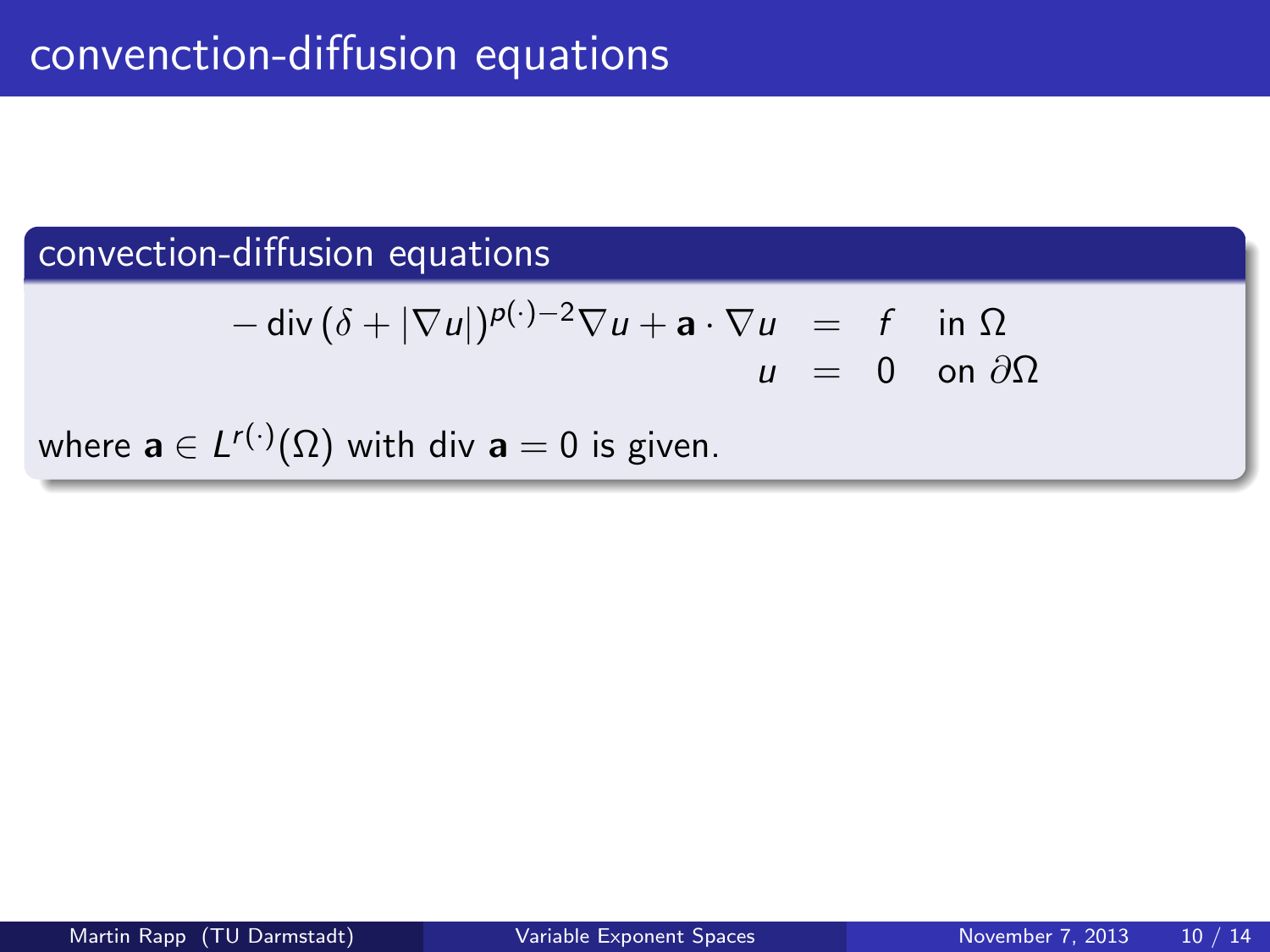# convenction-diffusion equations

## convection-diffusion equations

$$
\begin{aligned}
-\operatorname{div}\left(\delta + |\nabla u|\right)^{p(\cdot)-2}\nabla u + \mathbf{a}\cdot\nabla u &= f \quad \text{in } \Omega \\
u &= 0 \quad \text{on } \partial\Omega
\end{aligned}
$$

where $\mathbf{a} \in L^{r(\cdot)}(\Omega)$ with div $\mathbf{a} = 0$ is given.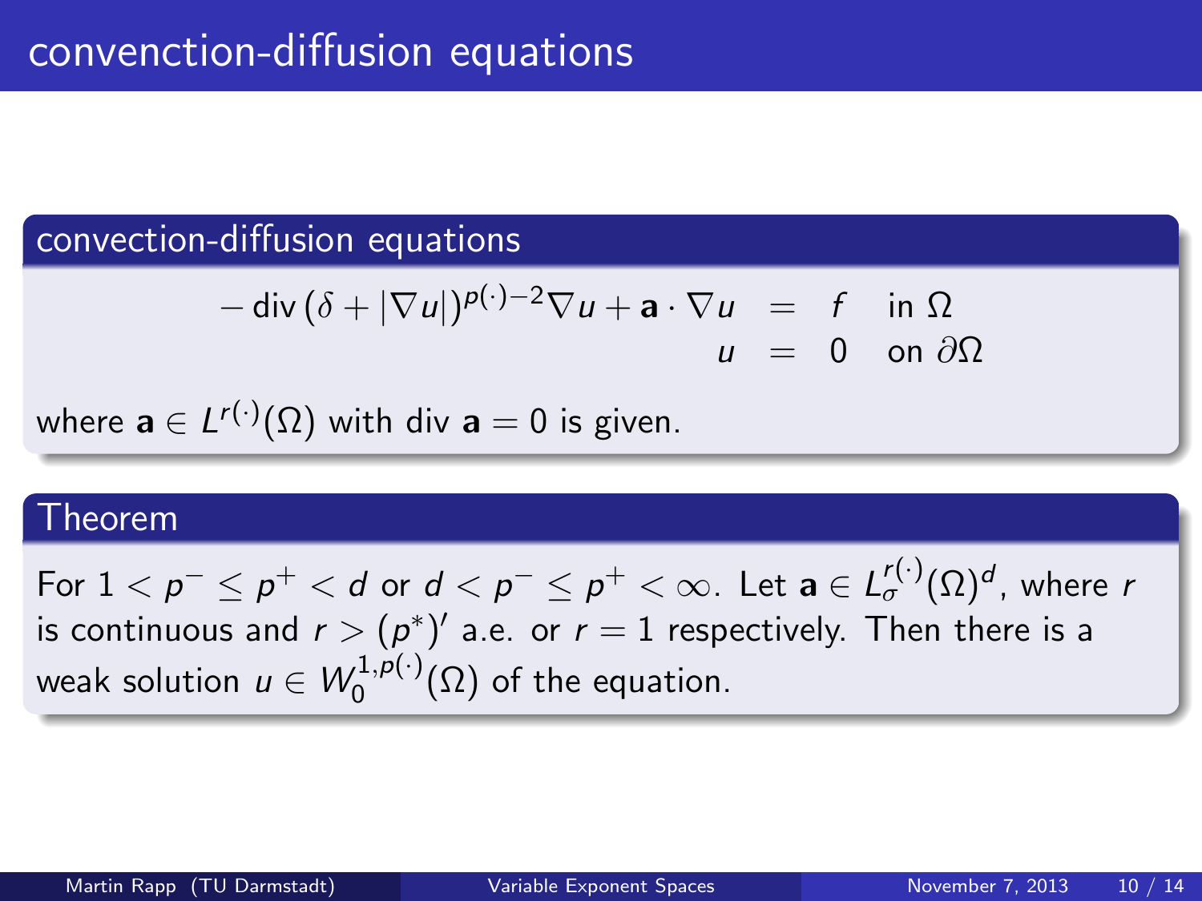# convection-diffusion equations

## convection-diffusion equations

$$
\begin{aligned}
-\operatorname{div}(\delta + |\nabla u|)^{p(\cdot)-2}\nabla u + \mathbf{a}\cdot\nabla u &= f \quad \text{in } \Omega \\
u &= 0 \quad \text{on } \partial\Omega
\end{aligned}
$$

where $\mathbf{a} \in L^{r(\cdot)}(\Omega)$ with $\operatorname{div}\mathbf{a} = 0$ is given.

## Theorem

For $1 < p^- \leq p^+ < d$ or $d < p^- \leq p^+ < \infty$. Let $\mathbf{a} \in L_\sigma^{r(\cdot)}(\Omega)^d$, where $r$ is continuous and $r > (p^*)'$ a.e. or $r = 1$ respectively. Then there is a weak solution $u \in W_0^{1,p(\cdot)}(\Omega)$ of the equation.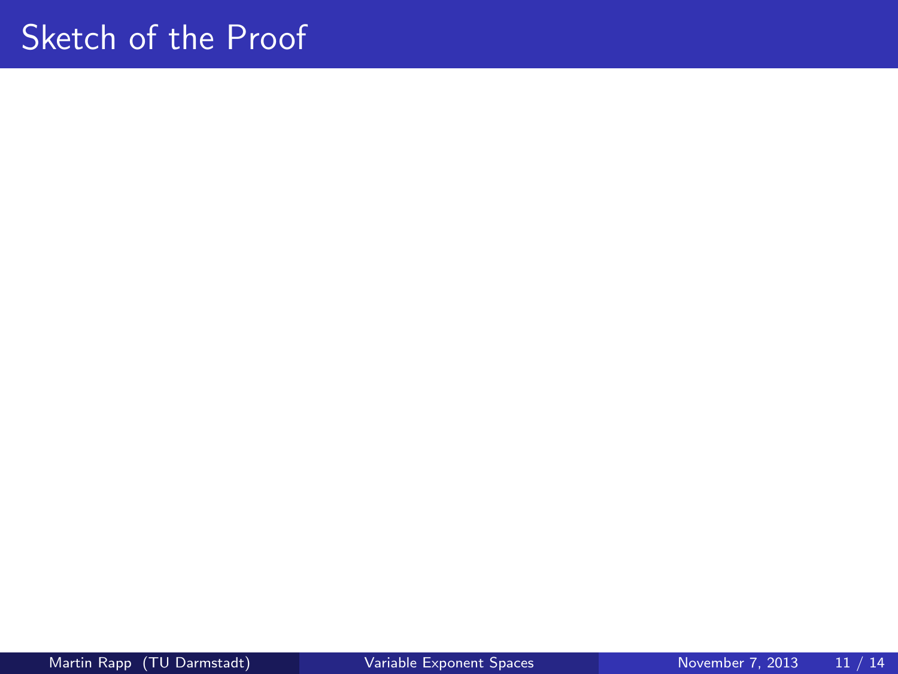# Sketch of the Proof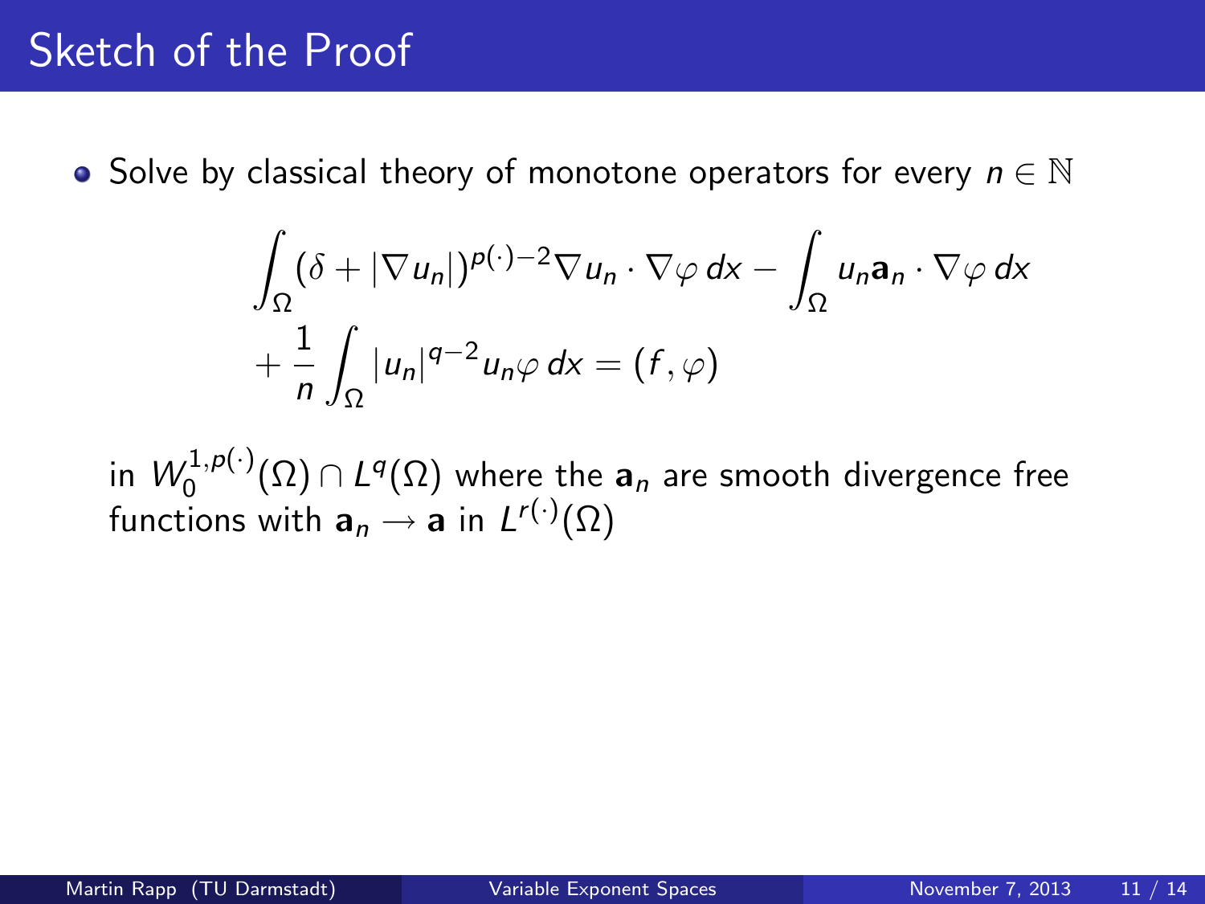# Sketch of the Proof

- Solve by classical theory of monotone operators for every $n \in \mathbb{N}$

$$
\begin{aligned}
&\int_\Omega (\delta + |\nabla u_n|)^{p(\cdot)-2} \nabla u_n \cdot \nabla \varphi \, dx - \int_\Omega u_n \mathbf{a}_n \cdot \nabla \varphi \, dx \\
&+ \frac{1}{n} \int_\Omega |u_n|^{q-2} u_n \varphi \, dx = (f, \varphi)
\end{aligned}
$$

in $W_0^{1,p(\cdot)}(\Omega) \cap L^q(\Omega)$ where the $\mathbf{a}_n$ are smooth divergence free functions with $\mathbf{a}_n \to \mathbf{a}$ in $L^{r(\cdot)}(\Omega)$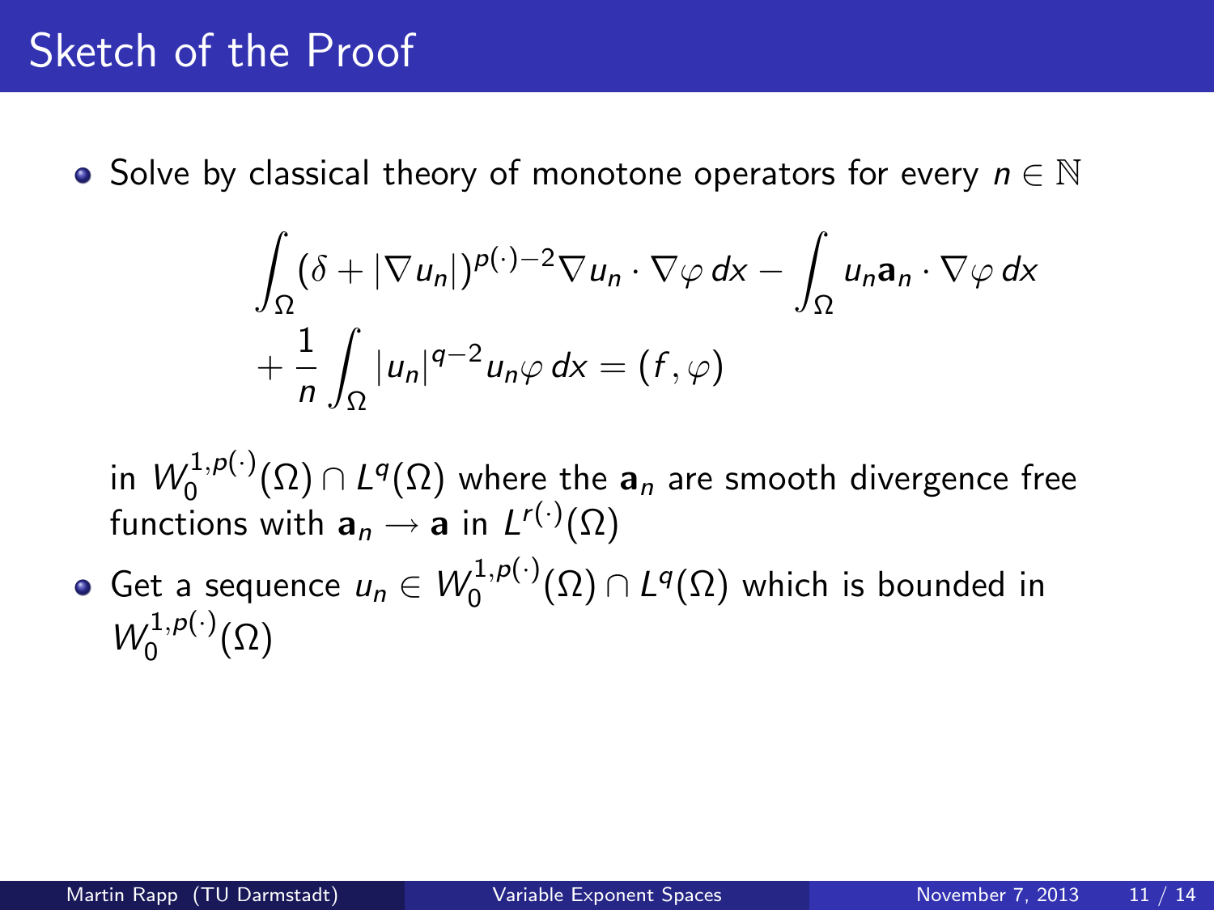# Sketch of the Proof

- Solve by classical theory of monotone operators for every $n \in \mathbb{N}$

$$\int_\Omega (\delta + |\nabla u_n|)^{p(\cdot)-2} \nabla u_n \cdot \nabla \varphi \, dx - \int_\Omega u_n \mathbf{a}_n \cdot \nabla \varphi \, dx + \frac{1}{n} \int_\Omega |u_n|^{q-2} u_n \varphi \, dx = (f, \varphi)$$

  in $W_0^{1,p(\cdot)}(\Omega) \cap L^q(\Omega)$ where the $\mathbf{a}_n$ are smooth divergence free functions with $\mathbf{a}_n \to \mathbf{a}$ in $L^{r(\cdot)}(\Omega)$

- Get a sequence $u_n \in W_0^{1,p(\cdot)}(\Omega) \cap L^q(\Omega)$ which is bounded in $W_0^{1,p(\cdot)}(\Omega)$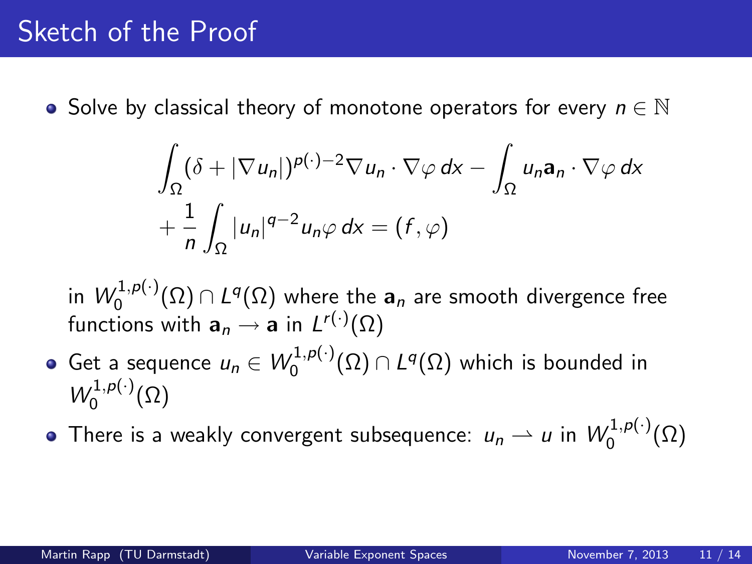# Sketch of the Proof

- Solve by classical theory of monotone operators for every $n \in \mathbb{N}$

$$\int_\Omega (\delta + |\nabla u_n|)^{p(\cdot)-2} \nabla u_n \cdot \nabla \varphi \, dx - \int_\Omega u_n \mathbf{a}_n \cdot \nabla \varphi \, dx + \frac{1}{n} \int_\Omega |u_n|^{q-2} u_n \varphi \, dx = (f, \varphi)$$

  in $W_0^{1,p(\cdot)}(\Omega) \cap L^q(\Omega)$ where the $\mathbf{a}_n$ are smooth divergence free functions with $\mathbf{a}_n \to \mathbf{a}$ in $L^{r(\cdot)}(\Omega)$

- Get a sequence $u_n \in W_0^{1,p(\cdot)}(\Omega) \cap L^q(\Omega)$ which is bounded in $W_0^{1,p(\cdot)}(\Omega)$
- There is a weakly convergent subsequence: $u_n \rightharpoonup u$ in $W_0^{1,p(\cdot)}(\Omega)$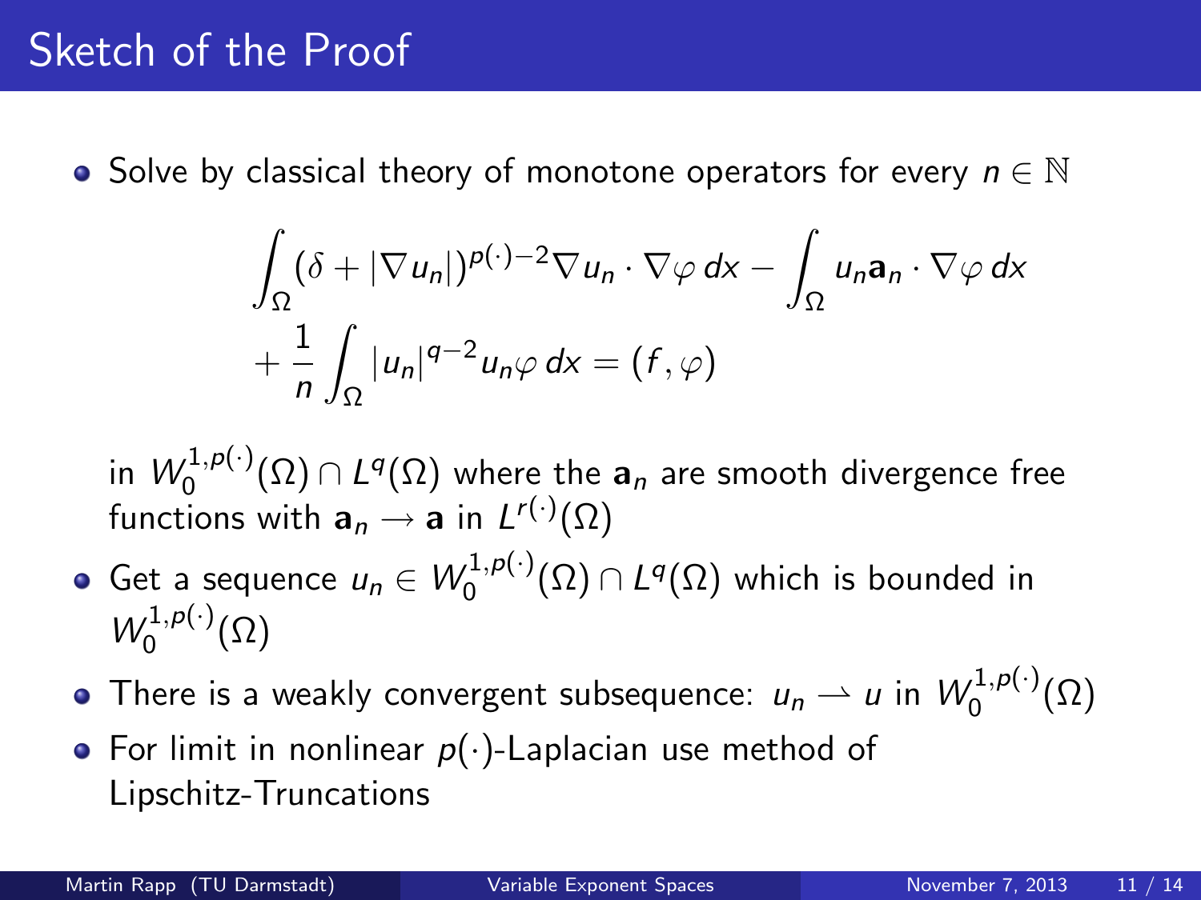# Sketch of the Proof

- Solve by classical theory of monotone operators for every $n \in \mathbb{N}$

$$\int_\Omega (\delta + |\nabla u_n|)^{p(\cdot)-2} \nabla u_n \cdot \nabla \varphi \, dx - \int_\Omega u_n \mathbf{a}_n \cdot \nabla \varphi \, dx + \frac{1}{n} \int_\Omega |u_n|^{q-2} u_n \varphi \, dx = (f, \varphi)$$

  in $W_0^{1,p(\cdot)}(\Omega) \cap L^q(\Omega)$ where the $\mathbf{a}_n$ are smooth divergence free functions with $\mathbf{a}_n \to \mathbf{a}$ in $L^{r(\cdot)}(\Omega)$

- Get a sequence $u_n \in W_0^{1,p(\cdot)}(\Omega) \cap L^q(\Omega)$ which is bounded in $W_0^{1,p(\cdot)}(\Omega)$
- There is a weakly convergent subsequence: $u_n \rightharpoonup u$ in $W_0^{1,p(\cdot)}(\Omega)$
- For limit in nonlinear $p(\cdot)$-Laplacian use method of Lipschitz-Truncations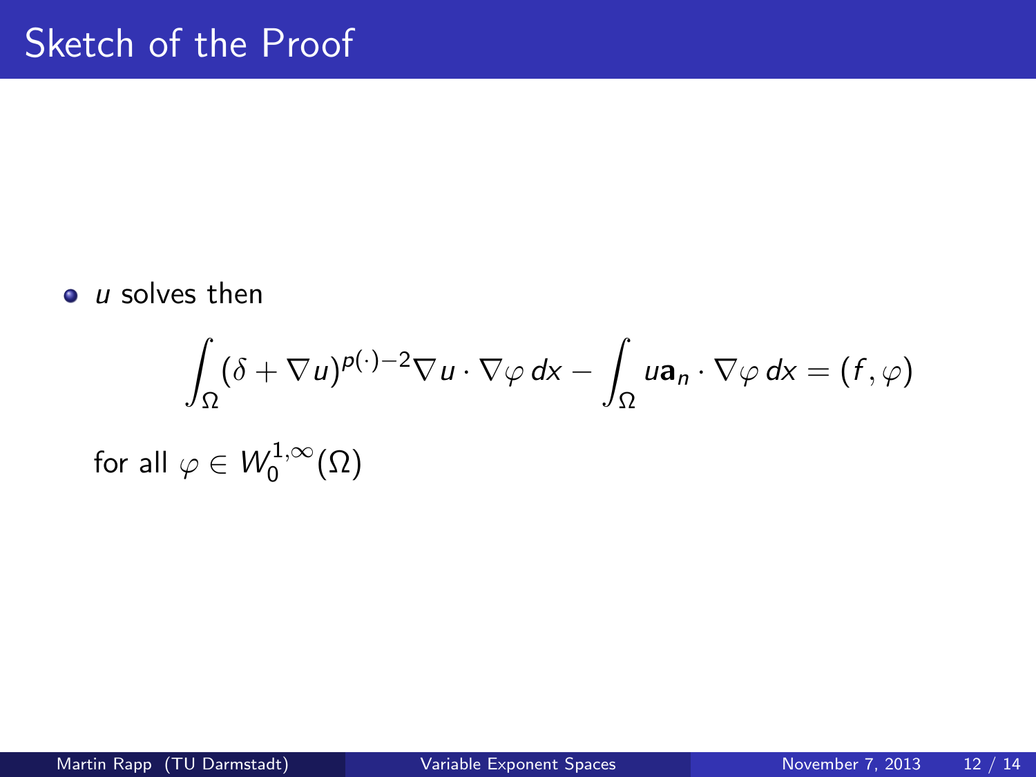# Sketch of the Proof

- $u$ solves then

$$\int_\Omega (\delta + \nabla u)^{p(\cdot)-2} \nabla u \cdot \nabla \varphi \, dx - \int_\Omega u \mathbf{a}_n \cdot \nabla \varphi \, dx = (f, \varphi)$$

for all $\varphi \in W_0^{1,\infty}(\Omega)$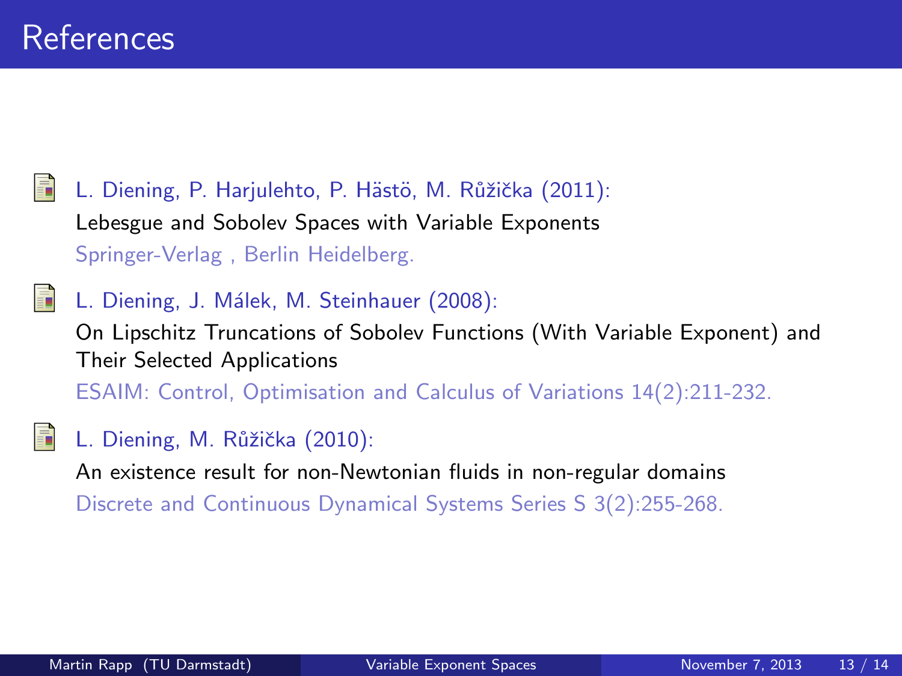# References

- L. Diening, P. Harjulehto, P. Hästö, M. Růžička (2011):
  Lebesgue and Sobolev Spaces with Variable Exponents
  Springer-Verlag , Berlin Heidelberg.

- L. Diening, J. Málek, M. Steinhauer (2008):
  On Lipschitz Truncations of Sobolev Functions (With Variable Exponent) and Their Selected Applications
  ESAIM: Control, Optimisation and Calculus of Variations 14(2):211-232.

- L. Diening, M. Růžička (2010):
  An existence result for non-Newtonian fluids in non-regular domains
  Discrete and Continuous Dynamical Systems Series S 3(2):255-268.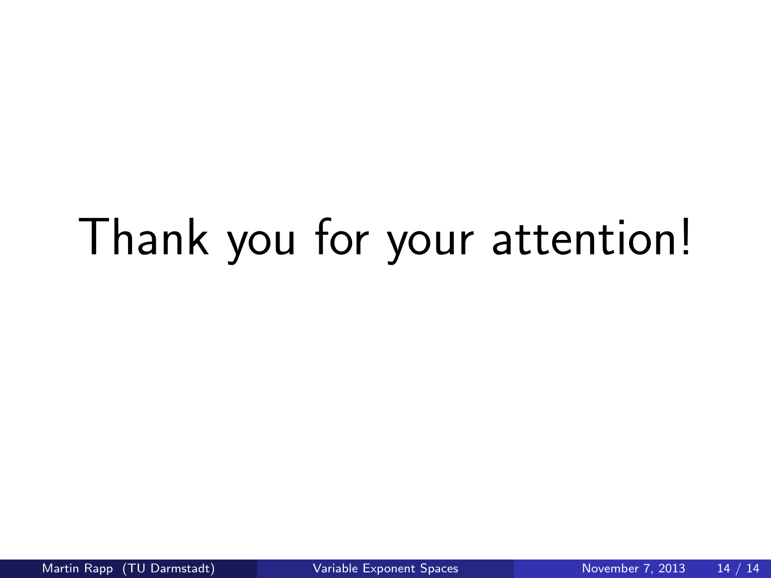Thank you for your attention!